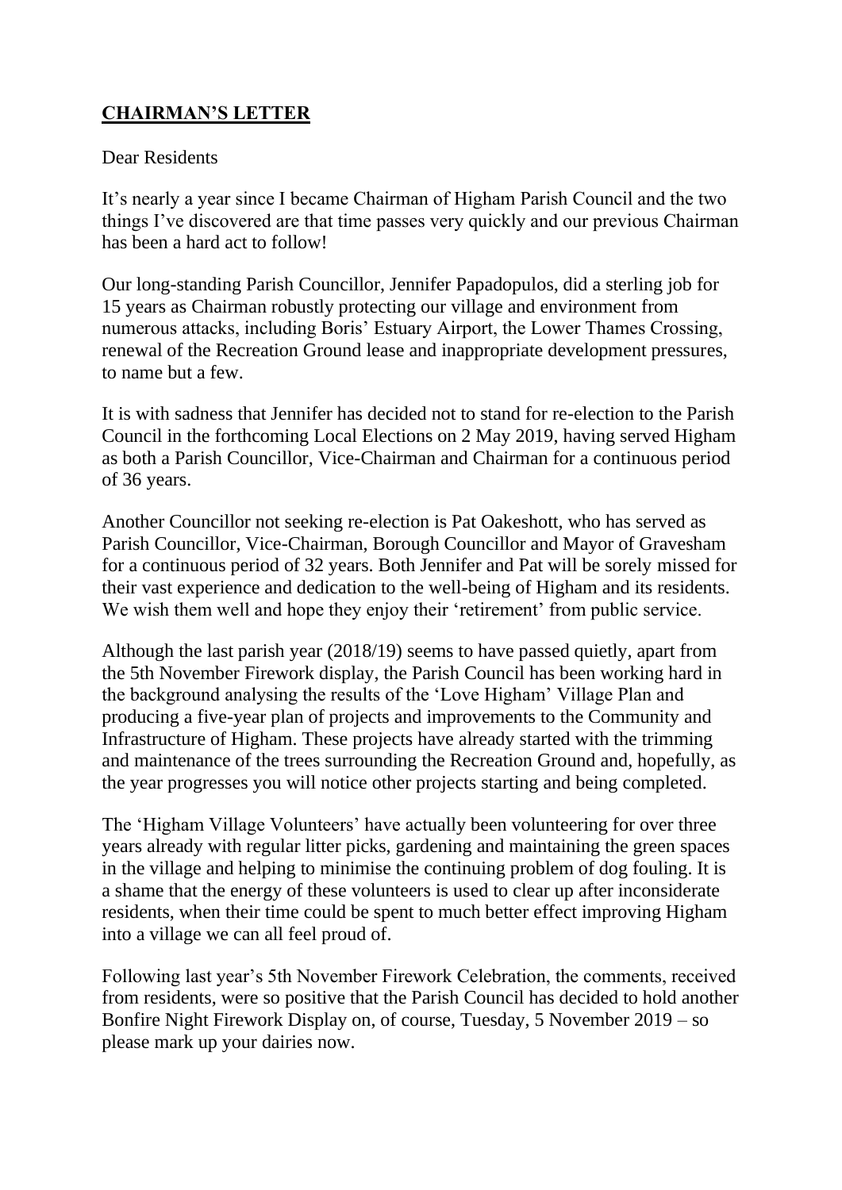## **CHAIRMAN'S LETTER**

Dear Residents

It's nearly a year since I became Chairman of Higham Parish Council and the two things I've discovered are that time passes very quickly and our previous Chairman has been a hard act to follow!

Our long-standing Parish Councillor, Jennifer Papadopulos, did a sterling job for 15 years as Chairman robustly protecting our village and environment from numerous attacks, including Boris' Estuary Airport, the Lower Thames Crossing, renewal of the Recreation Ground lease and inappropriate development pressures, to name but a few.

It is with sadness that Jennifer has decided not to stand for re-election to the Parish Council in the forthcoming Local Elections on 2 May 2019, having served Higham as both a Parish Councillor, Vice-Chairman and Chairman for a continuous period of 36 years.

Another Councillor not seeking re-election is Pat Oakeshott, who has served as Parish Councillor, Vice-Chairman, Borough Councillor and Mayor of Gravesham for a continuous period of 32 years. Both Jennifer and Pat will be sorely missed for their vast experience and dedication to the well-being of Higham and its residents. We wish them well and hope they enjoy their 'retirement' from public service.

Although the last parish year (2018/19) seems to have passed quietly, apart from the 5th November Firework display, the Parish Council has been working hard in the background analysing the results of the 'Love Higham' Village Plan and producing a five-year plan of projects and improvements to the Community and Infrastructure of Higham. These projects have already started with the trimming and maintenance of the trees surrounding the Recreation Ground and, hopefully, as the year progresses you will notice other projects starting and being completed.

The 'Higham Village Volunteers' have actually been volunteering for over three years already with regular litter picks, gardening and maintaining the green spaces in the village and helping to minimise the continuing problem of dog fouling. It is a shame that the energy of these volunteers is used to clear up after inconsiderate residents, when their time could be spent to much better effect improving Higham into a village we can all feel proud of.

Following last year's 5th November Firework Celebration, the comments, received from residents, were so positive that the Parish Council has decided to hold another Bonfire Night Firework Display on, of course, Tuesday, 5 November 2019 – so please mark up your dairies now.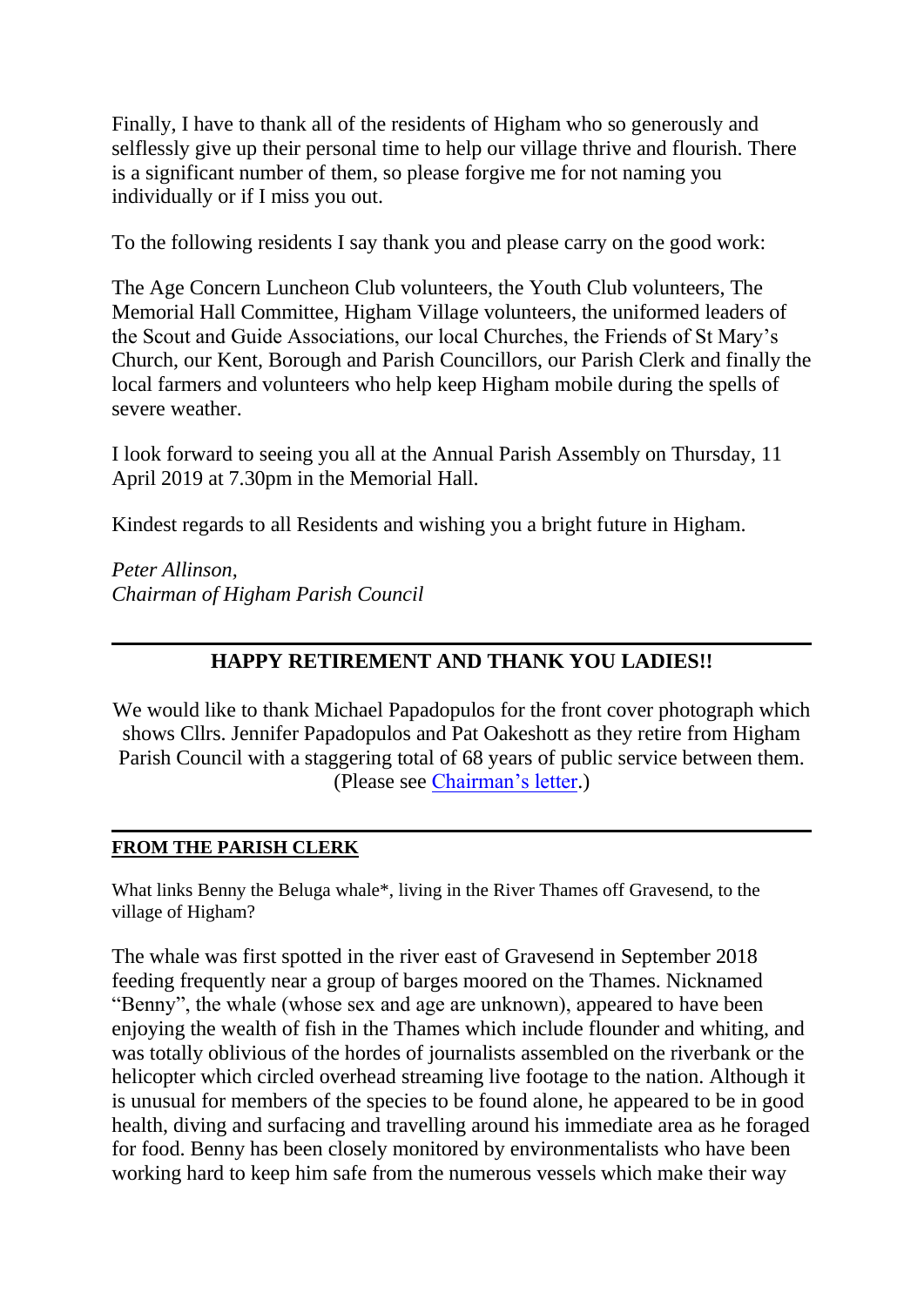Finally, I have to thank all of the residents of Higham who so generously and selflessly give up their personal time to help our village thrive and flourish. There is a significant number of them, so please forgive me for not naming you individually or if I miss you out.

To the following residents I say thank you and please carry on the good work:

The Age Concern Luncheon Club volunteers, the Youth Club volunteers, The Memorial Hall Committee, Higham Village volunteers, the uniformed leaders of the Scout and Guide Associations, our local Churches, the Friends of St Mary's Church, our Kent, Borough and Parish Councillors, our Parish Clerk and finally the local farmers and volunteers who help keep Higham mobile during the spells of severe weather.

I look forward to seeing you all at the Annual Parish Assembly on Thursday, 11 April 2019 at 7.30pm in the Memorial Hall.

Kindest regards to all Residents and wishing you a bright future in Higham.

*Peter Allinson,*
*Chairman of Higham Parish Council*

---

## HAPPY RETIREMENT AND THANK YOU LADIES!!

We would like to thank Michael Papadopulos for the front cover photograph which shows Cllrs. Jennifer Papadopulos and Pat Oakeshott as they retire from Higham Parish Council with a staggering total of 68 years of public service between them. (Please see Chairman's letter.)

---

## FROM THE PARISH CLERK

What links Benny the Beluga whale*, living in the River Thames off Gravesend, to the village of Higham?

The whale was first spotted in the river east of Gravesend in September 2018 feeding frequently near a group of barges moored on the Thames. Nicknamed "Benny", the whale (whose sex and age are unknown), appeared to have been enjoying the wealth of fish in the Thames which include flounder and whiting, and was totally oblivious of the hordes of journalists assembled on the riverbank or the helicopter which circled overhead streaming live footage to the nation. Although it is unusual for members of the species to be found alone, he appeared to be in good health, diving and surfacing and travelling around his immediate area as he foraged for food. Benny has been closely monitored by environmentalists who have been working hard to keep him safe from the numerous vessels which make their way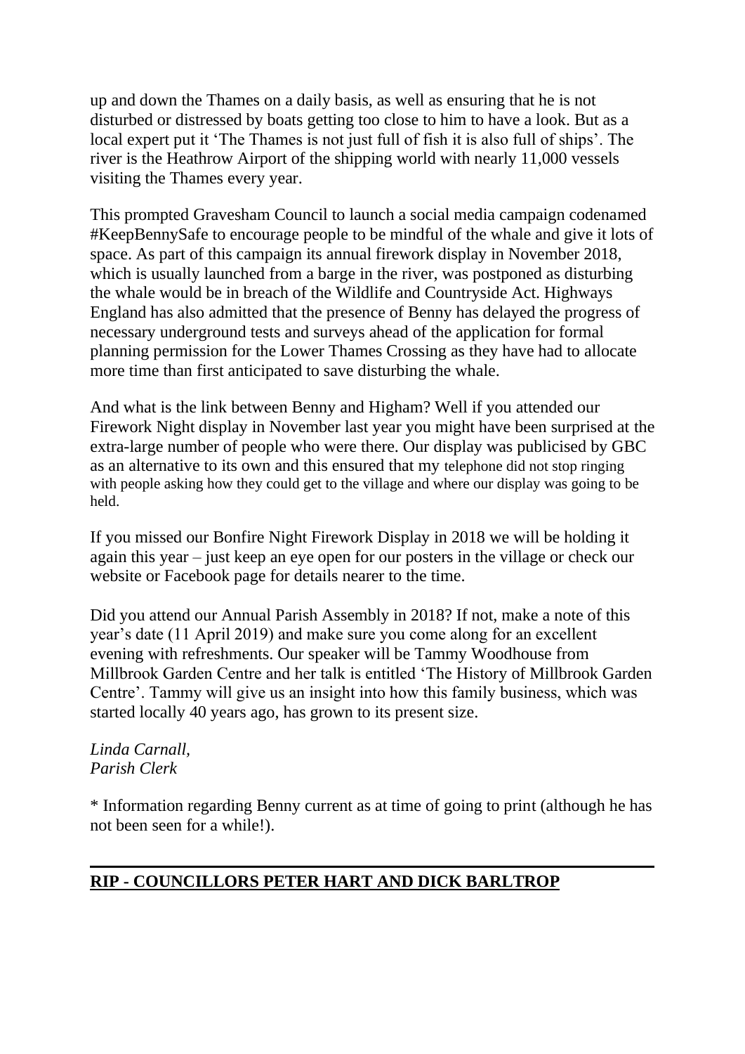up and down the Thames on a daily basis, as well as ensuring that he is not disturbed or distressed by boats getting too close to him to have a look. But as a local expert put it 'The Thames is not just full of fish it is also full of ships'. The river is the Heathrow Airport of the shipping world with nearly 11,000 vessels visiting the Thames every year.

This prompted Gravesham Council to launch a social media campaign codenamed #KeepBennySafe to encourage people to be mindful of the whale and give it lots of space. As part of this campaign its annual firework display in November 2018, which is usually launched from a barge in the river, was postponed as disturbing the whale would be in breach of the Wildlife and Countryside Act. Highways England has also admitted that the presence of Benny has delayed the progress of necessary underground tests and surveys ahead of the application for formal planning permission for the Lower Thames Crossing as they have had to allocate more time than first anticipated to save disturbing the whale.

And what is the link between Benny and Higham? Well if you attended our Firework Night display in November last year you might have been surprised at the extra-large number of people who were there. Our display was publicised by GBC as an alternative to its own and this ensured that my telephone did not stop ringing with people asking how they could get to the village and where our display was going to be held.

If you missed our Bonfire Night Firework Display in 2018 we will be holding it again this year – just keep an eye open for our posters in the village or check our website or Facebook page for details nearer to the time.

Did you attend our Annual Parish Assembly in 2018? If not, make a note of this year's date (11 April 2019) and make sure you come along for an excellent evening with refreshments. Our speaker will be Tammy Woodhouse from Millbrook Garden Centre and her talk is entitled 'The History of Millbrook Garden Centre'. Tammy will give us an insight into how this family business, which was started locally 40 years ago, has grown to its present size.

*Linda Carnall,*
*Parish Clerk*

* Information regarding Benny current as at time of going to print (although he has not been seen for a while!).

---

## RIP - COUNCILLORS PETER HART AND DICK BARLTROP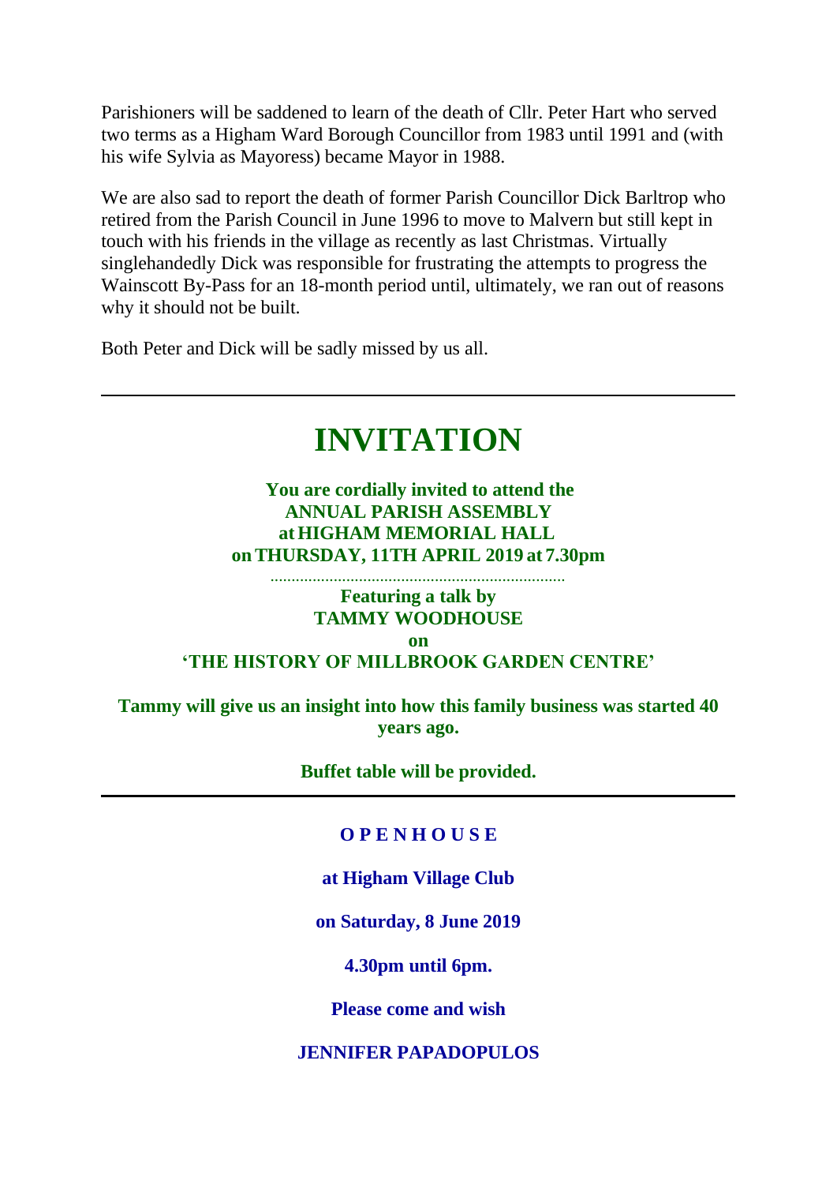Parishioners will be saddened to learn of the death of Cllr. Peter Hart who served two terms as a Higham Ward Borough Councillor from 1983 until 1991 and (with his wife Sylvia as Mayoress) became Mayor in 1988.

We are also sad to report the death of former Parish Councillor Dick Barltrop who retired from the Parish Council in June 1996 to move to Malvern but still kept in touch with his friends in the village as recently as last Christmas. Virtually singlehandedly Dick was responsible for frustrating the attempts to progress the Wainscott By-Pass for an 18-month period until, ultimately, we ran out of reasons why it should not be built.

Both Peter and Dick will be sadly missed by us all.

---

# INVITATION

**You are cordially invited to attend the**
**ANNUAL PARISH ASSEMBLY**
**at HIGHAM MEMORIAL HALL**
**on THURSDAY, 11TH APRIL 2019 at 7.30pm**

......................................................................

**Featuring a talk by**
**TAMMY WOODHOUSE**
**on**
**'THE HISTORY OF MILLBROOK GARDEN CENTRE'**

**Tammy will give us an insight into how this family business was started 40 years ago.**

**Buffet table will be provided.**

---

**O P E N H O U S E**

**at Higham Village Club**

**on Saturday, 8 June 2019**

**4.30pm until 6pm.**

**Please come and wish**

**JENNIFER PAPADOPULOS**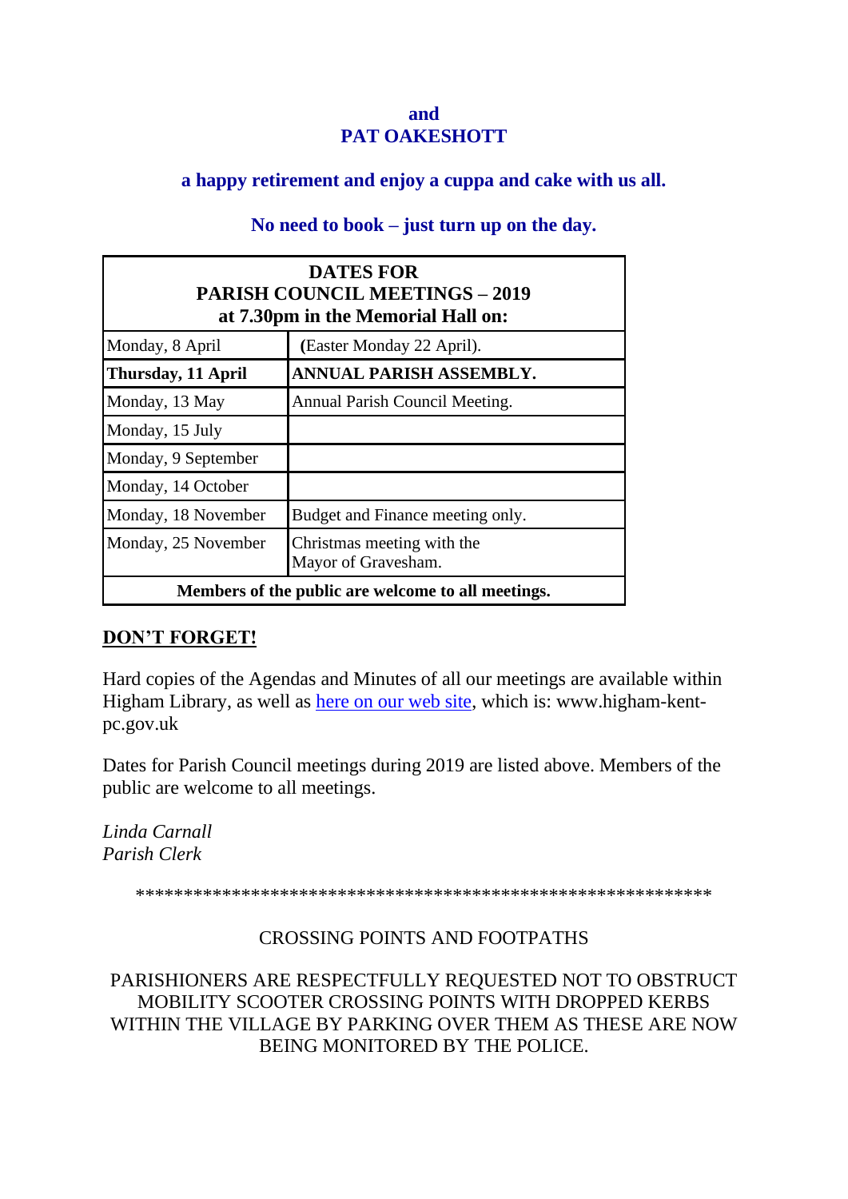**and**
**PAT OAKESHOTT**

**a happy retirement and enjoy a cuppa and cake with us all.**

**No need to book – just turn up on the day.**

| **DATES FOR PARISH COUNCIL MEETINGS – 2019 at 7.30pm in the Memorial Hall on:** | |
|---|---|
| Monday, 8 April | **(**Easter Monday 22 April). |
| **Thursday, 11 April** | **ANNUAL PARISH ASSEMBLY.** |
| Monday, 13 May | Annual Parish Council Meeting. |
| Monday, 15 July | |
| Monday, 9 September | |
| Monday, 14 October | |
| Monday, 18 November | Budget and Finance meeting only. |
| Monday, 25 November | Christmas meeting with the Mayor of Gravesham. |
| **Members of the public are welcome to all meetings.** | |

## DON'T FORGET!

Hard copies of the Agendas and Minutes of all our meetings are available within Higham Library, as well as here on our web site, which is: www.higham-kent-pc.gov.uk

Dates for Parish Council meetings during 2019 are listed above. Members of the public are welcome to all meetings.

*Linda Carnall*
*Parish Clerk*

\*\*\*\*\*\*\*\*\*\*\*\*\*\*\*\*\*\*\*\*\*\*\*\*\*\*\*\*\*\*\*\*\*\*\*\*\*\*\*\*\*\*\*\*\*\*\*\*\*\*\*\*\*\*\*\*\*\*\*\*

CROSSING POINTS AND FOOTPATHS

PARISHIONERS ARE RESPECTFULLY REQUESTED NOT TO OBSTRUCT MOBILITY SCOOTER CROSSING POINTS WITH DROPPED KERBS WITHIN THE VILLAGE BY PARKING OVER THEM AS THESE ARE NOW BEING MONITORED BY THE POLICE.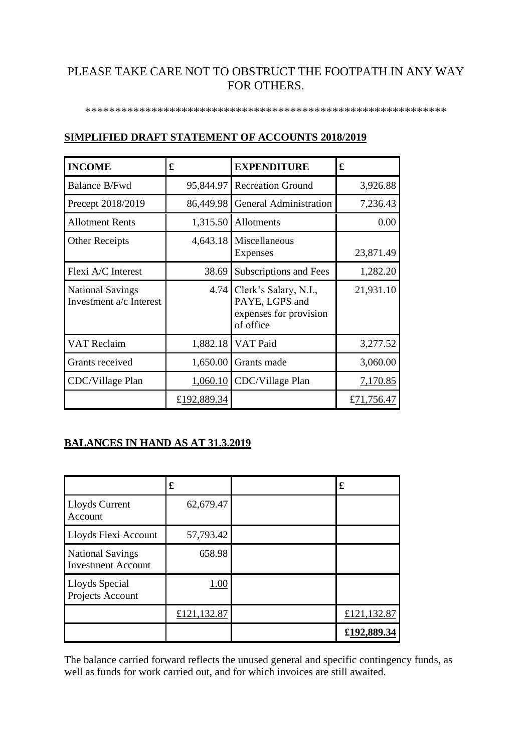PLEASE TAKE CARE NOT TO OBSTRUCT THE FOOTPATH IN ANY WAY FOR OTHERS.

************************************************************

**SIMPLIFIED DRAFT STATEMENT OF ACCOUNTS 2018/2019**

| **INCOME** | **£** | **EXPENDITURE** | **£** |
|---|---|---|---|
| Balance B/Fwd | 95,844.97 | Recreation Ground | 3,926.88 |
| Precept 2018/2019 | 86,449.98 | General Administration | 7,236.43 |
| Allotment Rents | 1,315.50 | Allotments | 0.00 |
| Other Receipts | 4,643.18 | Miscellaneous Expenses | 23,871.49 |
| Flexi A/C Interest | 38.69 | Subscriptions and Fees | 1,282.20 |
| National Savings Investment a/c Interest | 4.74 | Clerk's Salary, N.I., PAYE, LGPS and expenses for provision of office | 21,931.10 |
| VAT Reclaim | 1,882.18 | VAT Paid | 3,277.52 |
| Grants received | 1,650.00 | Grants made | 3,060.00 |
| CDC/Village Plan | 1,060.10 | CDC/Village Plan | 7,170.85 |
| | £192,889.34 | | £71,756.47 |

**BALANCES IN HAND AS AT 31.3.2019**

| | **£** | | **£** |
|---|---|---|---|
| Lloyds Current Account | 62,679.47 | | |
| Lloyds Flexi Account | 57,793.42 | | |
| National Savings Investment Account | 658.98 | | |
| Lloyds Special Projects Account | 1.00 | | |
| | £121,132.87 | | £121,132.87 |
| | | | **£192,889.34** |

The balance carried forward reflects the unused general and specific contingency funds, as well as funds for work carried out, and for which invoices are still awaited.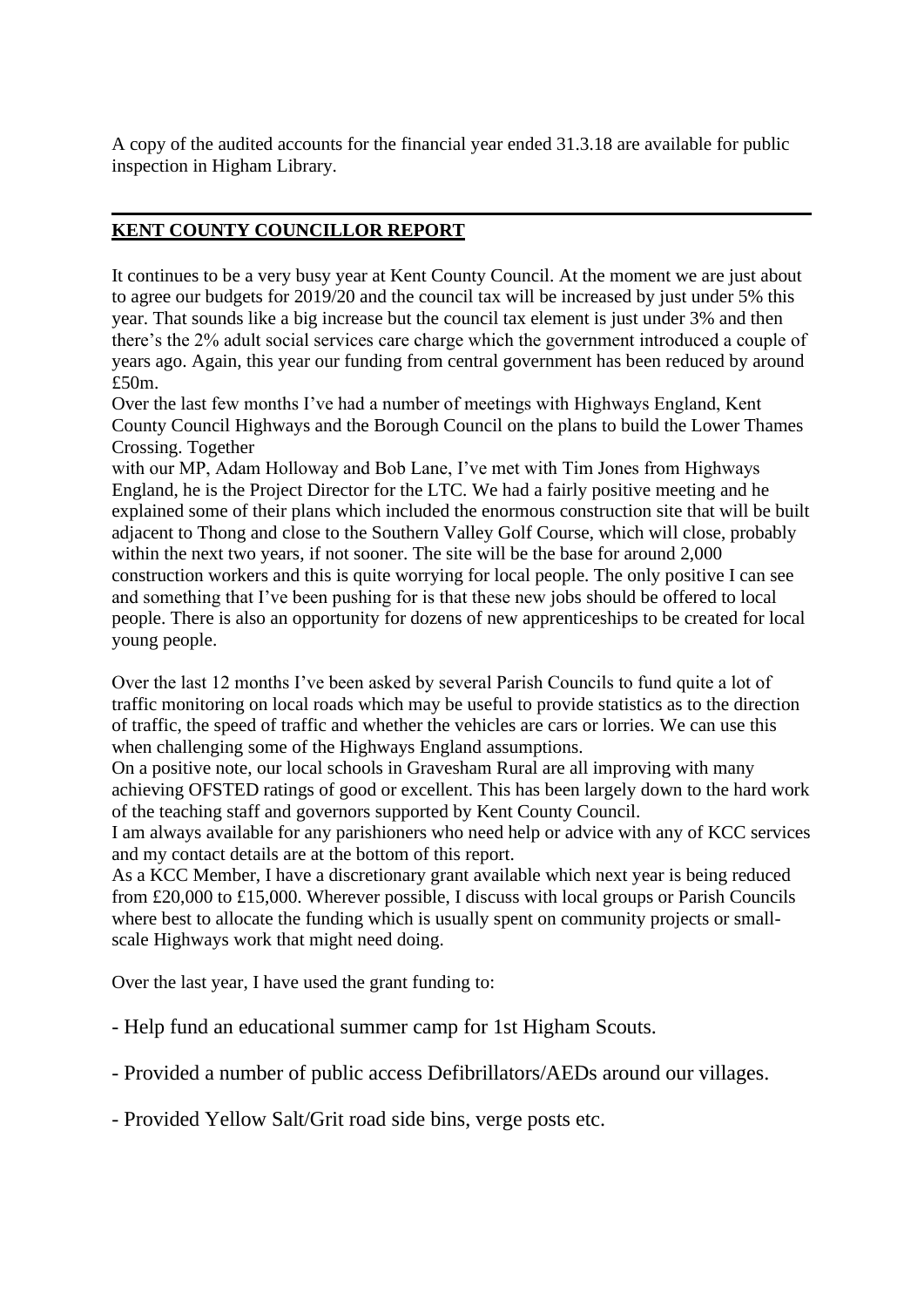A copy of the audited accounts for the financial year ended 31.3.18 are available for public inspection in Higham Library.

---

## KENT COUNTY COUNCILLOR REPORT

It continues to be a very busy year at Kent County Council. At the moment we are just about to agree our budgets for 2019/20 and the council tax will be increased by just under 5% this year. That sounds like a big increase but the council tax element is just under 3% and then there's the 2% adult social services care charge which the government introduced a couple of years ago. Again, this year our funding from central government has been reduced by around £50m.

Over the last few months I've had a number of meetings with Highways England, Kent County Council Highways and the Borough Council on the plans to build the Lower Thames Crossing. Together with our MP, Adam Holloway and Bob Lane, I've met with Tim Jones from Highways England, he is the Project Director for the LTC. We had a fairly positive meeting and he explained some of their plans which included the enormous construction site that will be built adjacent to Thong and close to the Southern Valley Golf Course, which will close, probably within the next two years, if not sooner. The site will be the base for around 2,000 construction workers and this is quite worrying for local people. The only positive I can see and something that I've been pushing for is that these new jobs should be offered to local people. There is also an opportunity for dozens of new apprenticeships to be created for local young people.

Over the last 12 months I've been asked by several Parish Councils to fund quite a lot of traffic monitoring on local roads which may be useful to provide statistics as to the direction of traffic, the speed of traffic and whether the vehicles are cars or lorries. We can use this when challenging some of the Highways England assumptions.

On a positive note, our local schools in Gravesham Rural are all improving with many achieving OFSTED ratings of good or excellent. This has been largely down to the hard work of the teaching staff and governors supported by Kent County Council.

I am always available for any parishioners who need help or advice with any of KCC services and my contact details are at the bottom of this report.

As a KCC Member, I have a discretionary grant available which next year is being reduced from £20,000 to £15,000. Wherever possible, I discuss with local groups or Parish Councils where best to allocate the funding which is usually spent on community projects or small-scale Highways work that might need doing.

Over the last year, I have used the grant funding to:

- Help fund an educational summer camp for 1st Higham Scouts.
- Provided a number of public access Defibrillators/AEDs around our villages.
- Provided Yellow Salt/Grit road side bins, verge posts etc.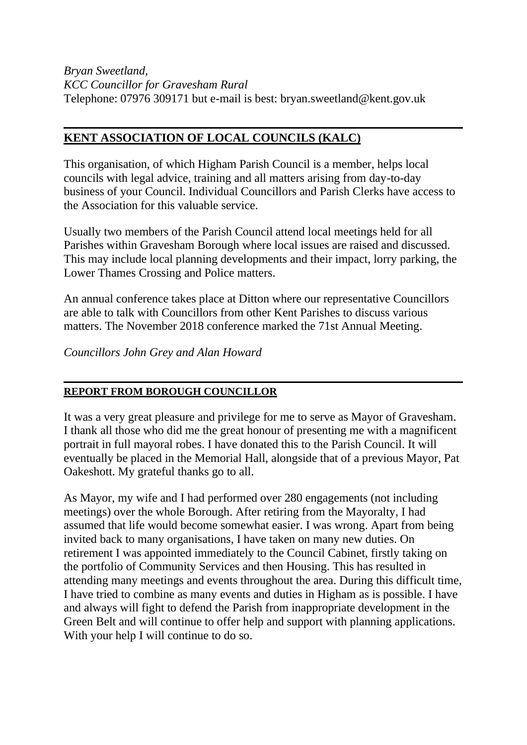*Bryan Sweetland,*
*KCC Councillor for Gravesham Rural*
Telephone: 07976 309171 but e-mail is best: bryan.sweetland@kent.gov.uk

---

## KENT ASSOCIATION OF LOCAL COUNCILS (KALC)

This organisation, of which Higham Parish Council is a member, helps local councils with legal advice, training and all matters arising from day-to-day business of your Council. Individual Councillors and Parish Clerks have access to the Association for this valuable service.

Usually two members of the Parish Council attend local meetings held for all Parishes within Gravesham Borough where local issues are raised and discussed. This may include local planning developments and their impact, lorry parking, the Lower Thames Crossing and Police matters.

An annual conference takes place at Ditton where our representative Councillors are able to talk with Councillors from other Kent Parishes to discuss various matters. The November 2018 conference marked the 71st Annual Meeting.

*Councillors John Grey and Alan Howard*

---

## REPORT FROM BOROUGH COUNCILLOR

It was a very great pleasure and privilege for me to serve as Mayor of Gravesham. I thank all those who did me the great honour of presenting me with a magnificent portrait in full mayoral robes. I have donated this to the Parish Council. It will eventually be placed in the Memorial Hall, alongside that of a previous Mayor, Pat Oakeshott. My grateful thanks go to all.

As Mayor, my wife and I had performed over 280 engagements (not including meetings) over the whole Borough. After retiring from the Mayoralty, I had assumed that life would become somewhat easier. I was wrong. Apart from being invited back to many organisations, I have taken on many new duties. On retirement I was appointed immediately to the Council Cabinet, firstly taking on the portfolio of Community Services and then Housing. This has resulted in attending many meetings and events throughout the area. During this difficult time, I have tried to combine as many events and duties in Higham as is possible. I have and always will fight to defend the Parish from inappropriate development in the Green Belt and will continue to offer help and support with planning applications. With your help I will continue to do so.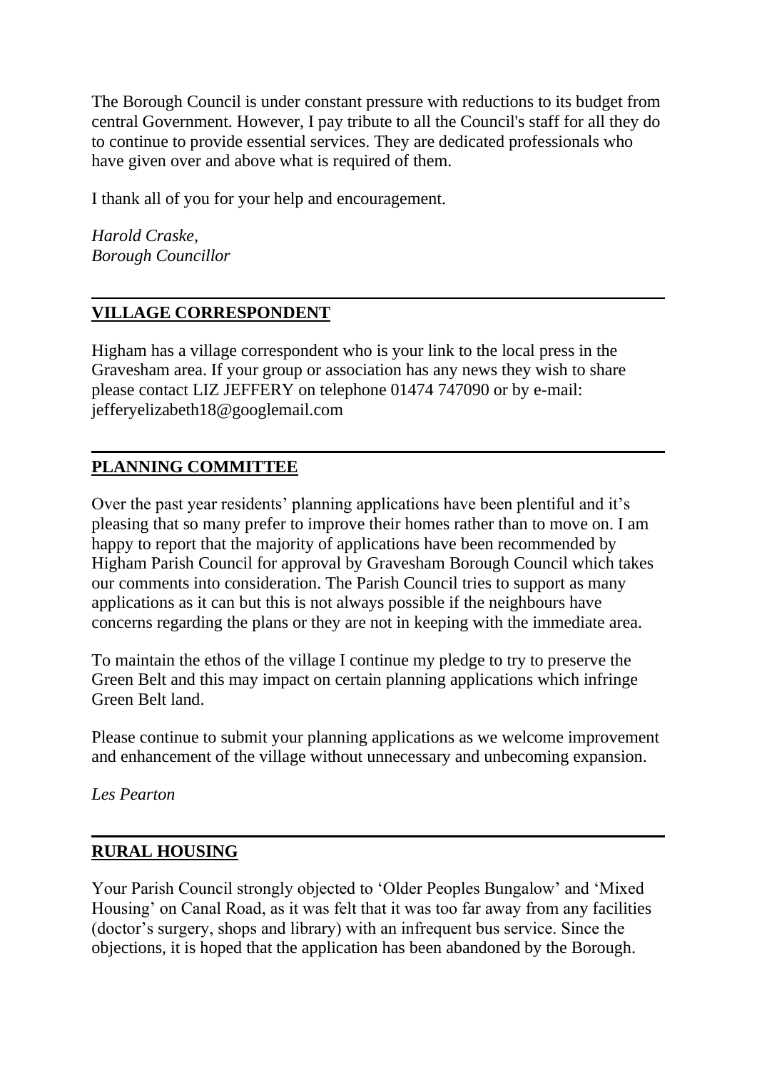The Borough Council is under constant pressure with reductions to its budget from central Government. However, I pay tribute to all the Council's staff for all they do to continue to provide essential services. They are dedicated professionals who have given over and above what is required of them.

I thank all of you for your help and encouragement.

*Harold Craske,*
*Borough Councillor*

---

## VILLAGE CORRESPONDENT

Higham has a village correspondent who is your link to the local press in the Gravesham area. If your group or association has any news they wish to share please contact LIZ JEFFERY on telephone 01474 747090 or by e-mail: jefferyelizabeth18@googlemail.com

---

## PLANNING COMMITTEE

Over the past year residents' planning applications have been plentiful and it's pleasing that so many prefer to improve their homes rather than to move on. I am happy to report that the majority of applications have been recommended by Higham Parish Council for approval by Gravesham Borough Council which takes our comments into consideration. The Parish Council tries to support as many applications as it can but this is not always possible if the neighbours have concerns regarding the plans or they are not in keeping with the immediate area.

To maintain the ethos of the village I continue my pledge to try to preserve the Green Belt and this may impact on certain planning applications which infringe Green Belt land.

Please continue to submit your planning applications as we welcome improvement and enhancement of the village without unnecessary and unbecoming expansion.

*Les Pearton*

---

## RURAL HOUSING

Your Parish Council strongly objected to 'Older Peoples Bungalow' and 'Mixed Housing' on Canal Road, as it was felt that it was too far away from any facilities (doctor's surgery, shops and library) with an infrequent bus service. Since the objections, it is hoped that the application has been abandoned by the Borough.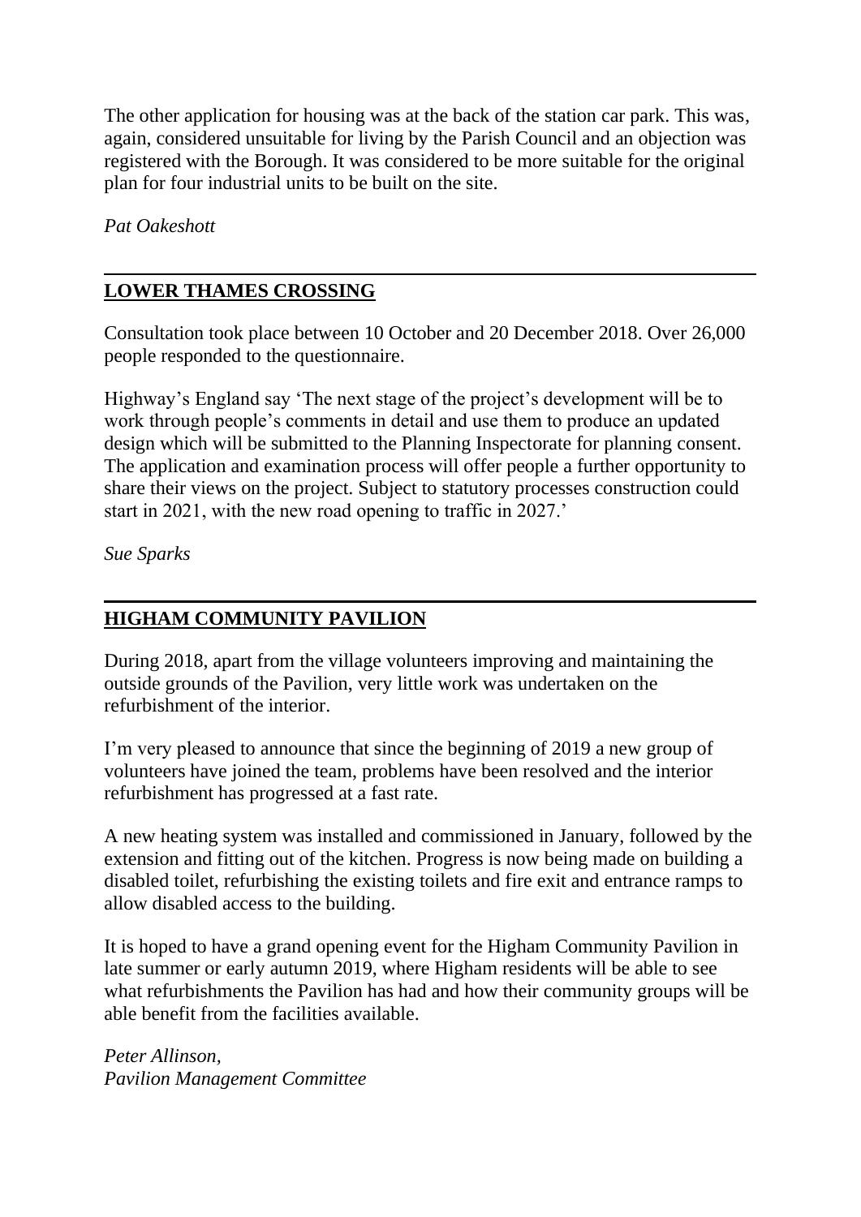The other application for housing was at the back of the station car park. This was, again, considered unsuitable for living by the Parish Council and an objection was registered with the Borough. It was considered to be more suitable for the original plan for four industrial units to be built on the site.

*Pat Oakeshott*

---

## LOWER THAMES CROSSING

Consultation took place between 10 October and 20 December 2018. Over 26,000 people responded to the questionnaire.

Highway's England say 'The next stage of the project's development will be to work through people's comments in detail and use them to produce an updated design which will be submitted to the Planning Inspectorate for planning consent. The application and examination process will offer people a further opportunity to share their views on the project. Subject to statutory processes construction could start in 2021, with the new road opening to traffic in 2027.'

*Sue Sparks*

---

## HIGHAM COMMUNITY PAVILION

During 2018, apart from the village volunteers improving and maintaining the outside grounds of the Pavilion, very little work was undertaken on the refurbishment of the interior.

I'm very pleased to announce that since the beginning of 2019 a new group of volunteers have joined the team, problems have been resolved and the interior refurbishment has progressed at a fast rate.

A new heating system was installed and commissioned in January, followed by the extension and fitting out of the kitchen. Progress is now being made on building a disabled toilet, refurbishing the existing toilets and fire exit and entrance ramps to allow disabled access to the building.

It is hoped to have a grand opening event for the Higham Community Pavilion in late summer or early autumn 2019, where Higham residents will be able to see what refurbishments the Pavilion has had and how their community groups will be able benefit from the facilities available.

*Peter Allinson,*
*Pavilion Management Committee*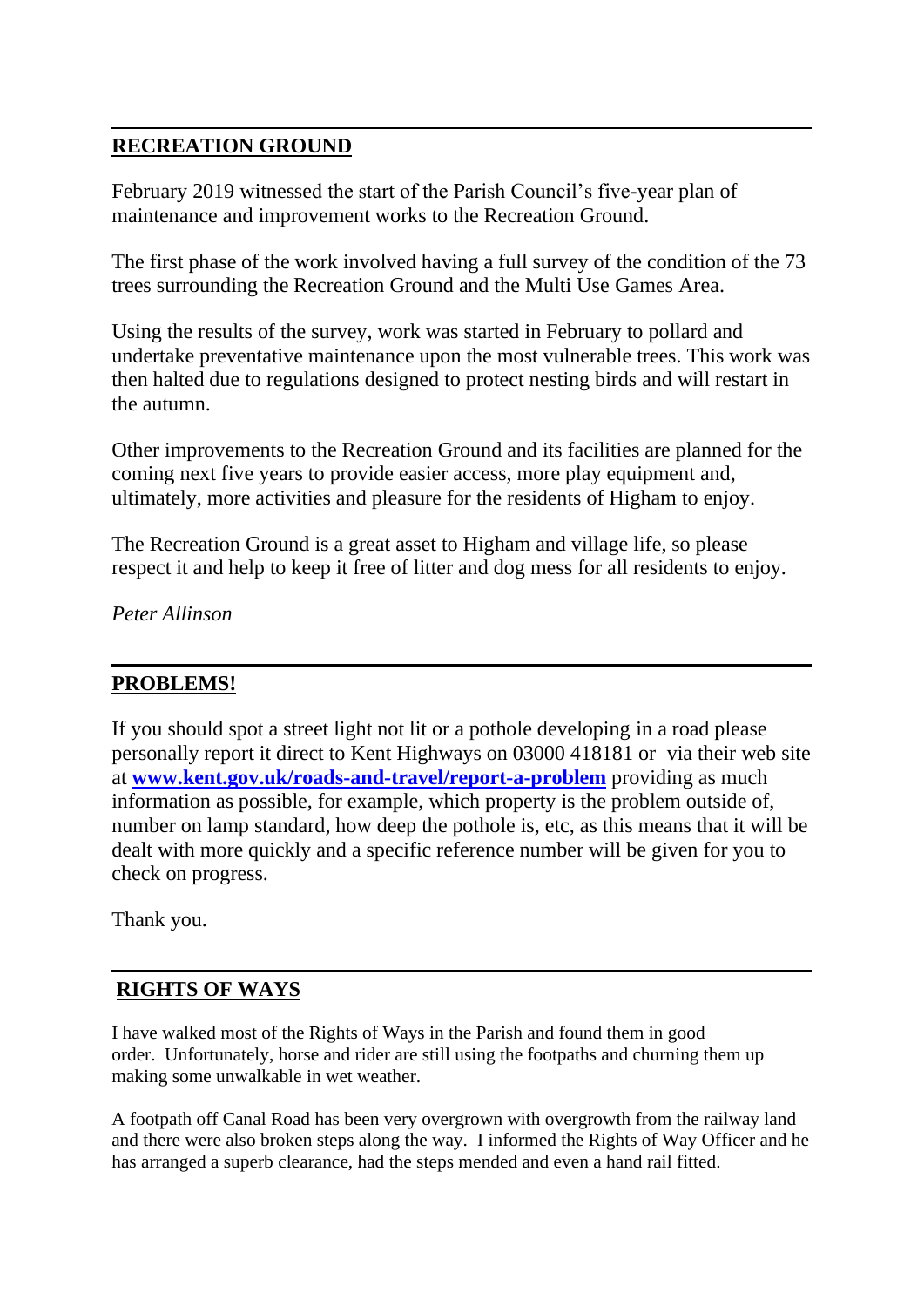## RECREATION GROUND

February 2019 witnessed the start of the Parish Council's five-year plan of maintenance and improvement works to the Recreation Ground.

The first phase of the work involved having a full survey of the condition of the 73 trees surrounding the Recreation Ground and the Multi Use Games Area.

Using the results of the survey, work was started in February to pollard and undertake preventative maintenance upon the most vulnerable trees. This work was then halted due to regulations designed to protect nesting birds and will restart in the autumn.

Other improvements to the Recreation Ground and its facilities are planned for the coming next five years to provide easier access, more play equipment and, ultimately, more activities and pleasure for the residents of Higham to enjoy.

The Recreation Ground is a great asset to Higham and village life, so please respect it and help to keep it free of litter and dog mess for all residents to enjoy.

*Peter Allinson*

## PROBLEMS!

If you should spot a street light not lit or a pothole developing in a road please personally report it direct to Kent Highways on 03000 418181 or via their web site at **www.kent.gov.uk/roads-and-travel/report-a-problem** providing as much information as possible, for example, which property is the problem outside of, number on lamp standard, how deep the pothole is, etc, as this means that it will be dealt with more quickly and a specific reference number will be given for you to check on progress.

Thank you.

## RIGHTS OF WAYS

I have walked most of the Rights of Ways in the Parish and found them in good order. Unfortunately, horse and rider are still using the footpaths and churning them up making some unwalkable in wet weather.

A footpath off Canal Road has been very overgrown with overgrowth from the railway land and there were also broken steps along the way. I informed the Rights of Way Officer and he has arranged a superb clearance, had the steps mended and even a hand rail fitted.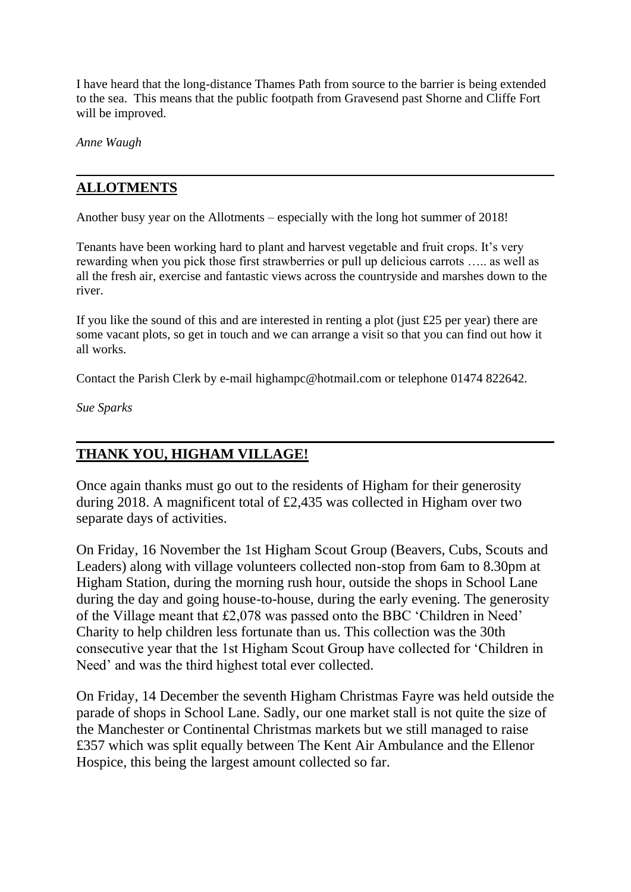I have heard that the long-distance Thames Path from source to the barrier is being extended to the sea. This means that the public footpath from Gravesend past Shorne and Cliffe Fort will be improved.

*Anne Waugh*

---

## ALLOTMENTS

Another busy year on the Allotments – especially with the long hot summer of 2018!

Tenants have been working hard to plant and harvest vegetable and fruit crops. It's very rewarding when you pick those first strawberries or pull up delicious carrots ….. as well as all the fresh air, exercise and fantastic views across the countryside and marshes down to the river.

If you like the sound of this and are interested in renting a plot (just £25 per year) there are some vacant plots, so get in touch and we can arrange a visit so that you can find out how it all works.

Contact the Parish Clerk by e-mail highampc@hotmail.com or telephone 01474 822642.

*Sue Sparks*

---

## THANK YOU, HIGHAM VILLAGE!

Once again thanks must go out to the residents of Higham for their generosity during 2018. A magnificent total of £2,435 was collected in Higham over two separate days of activities.

On Friday, 16 November the 1st Higham Scout Group (Beavers, Cubs, Scouts and Leaders) along with village volunteers collected non-stop from 6am to 8.30pm at Higham Station, during the morning rush hour, outside the shops in School Lane during the day and going house-to-house, during the early evening. The generosity of the Village meant that £2,078 was passed onto the BBC 'Children in Need' Charity to help children less fortunate than us. This collection was the 30th consecutive year that the 1st Higham Scout Group have collected for 'Children in Need' and was the third highest total ever collected.

On Friday, 14 December the seventh Higham Christmas Fayre was held outside the parade of shops in School Lane. Sadly, our one market stall is not quite the size of the Manchester or Continental Christmas markets but we still managed to raise £357 which was split equally between The Kent Air Ambulance and the Ellenor Hospice, this being the largest amount collected so far.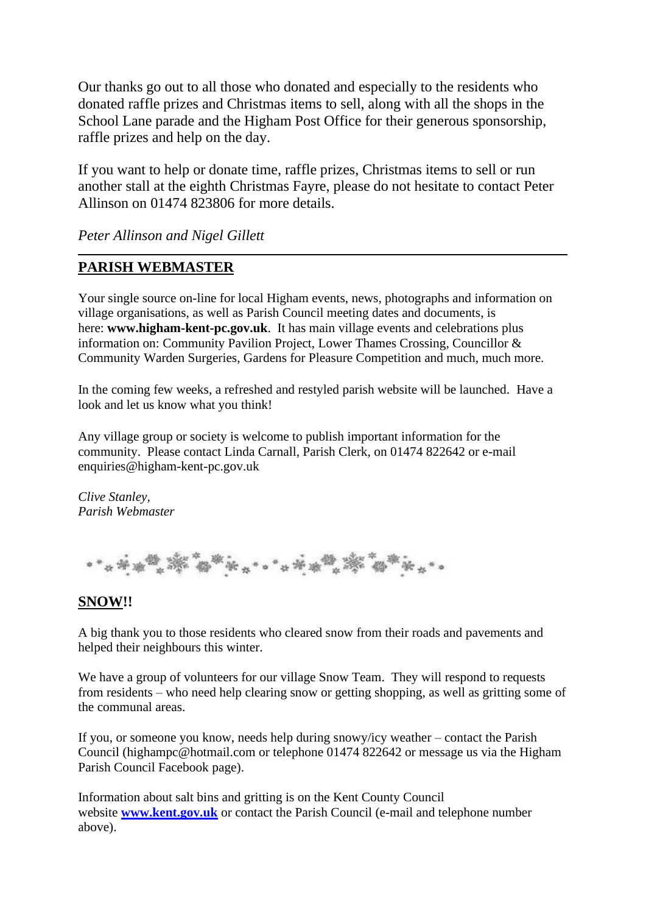Our thanks go out to all those who donated and especially to the residents who donated raffle prizes and Christmas items to sell, along with all the shops in the School Lane parade and the Higham Post Office for their generous sponsorship, raffle prizes and help on the day.

If you want to help or donate time, raffle prizes, Christmas items to sell or run another stall at the eighth Christmas Fayre, please do not hesitate to contact Peter Allinson on 01474 823806 for more details.

*Peter Allinson and Nigel Gillett*

---

## PARISH WEBMASTER

Your single source on-line for local Higham events, news, photographs and information on village organisations, as well as Parish Council meeting dates and documents, is here: **www.higham-kent-pc.gov.uk**. It has main village events and celebrations plus information on: Community Pavilion Project, Lower Thames Crossing, Councillor & Community Warden Surgeries, Gardens for Pleasure Competition and much, much more.

In the coming few weeks, a refreshed and restyled parish website will be launched. Have a look and let us know what you think!

Any village group or society is welcome to publish important information for the community. Please contact Linda Carnall, Parish Clerk, on 01474 822642 or e-mail enquiries@higham-kent-pc.gov.uk

*Clive Stanley,*
*Parish Webmaster*

## SNOW!!

A big thank you to those residents who cleared snow from their roads and pavements and helped their neighbours this winter.

We have a group of volunteers for our village Snow Team. They will respond to requests from residents – who need help clearing snow or getting shopping, as well as gritting some of the communal areas.

If you, or someone you know, needs help during snowy/icy weather – contact the Parish Council (highampc@hotmail.com or telephone 01474 822642 or message us via the Higham Parish Council Facebook page).

Information about salt bins and gritting is on the Kent County Council website **www.kent.gov.uk** or contact the Parish Council (e-mail and telephone number above).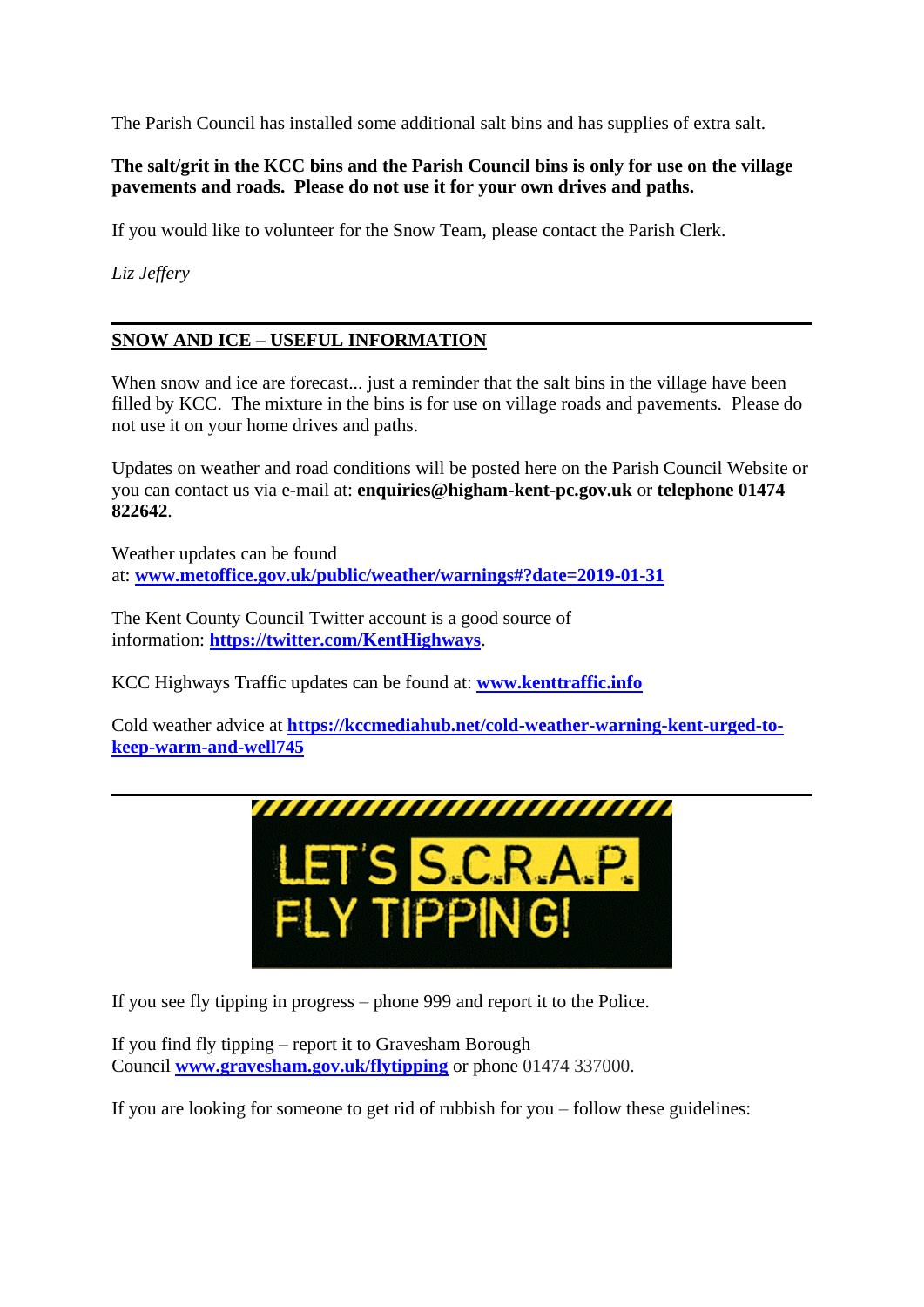The Parish Council has installed some additional salt bins and has supplies of extra salt.

**The salt/grit in the KCC bins and the Parish Council bins is only for use on the village pavements and roads. Please do not use it for your own drives and paths.**

If you would like to volunteer for the Snow Team, please contact the Parish Clerk.

*Liz Jeffery*

---

## SNOW AND ICE – USEFUL INFORMATION

When snow and ice are forecast... just a reminder that the salt bins in the village have been filled by KCC. The mixture in the bins is for use on village roads and pavements. Please do not use it on your home drives and paths.

Updates on weather and road conditions will be posted here on the Parish Council Website or you can contact us via e-mail at: **enquiries@higham-kent-pc.gov.uk** or **telephone 01474 822642**.

Weather updates can be found at: **www.metoffice.gov.uk/public/weather/warnings#?date=2019-01-31**

The Kent County Council Twitter account is a good source of information: **https://twitter.com/KentHighways**.

KCC Highways Traffic updates can be found at: **www.kenttraffic.info**

Cold weather advice at **https://kccmediahub.net/cold-weather-warning-kent-urged-to-keep-warm-and-well745**

---

LET'S S.C.R.A.P FLY TIPPING!

If you see fly tipping in progress – phone 999 and report it to the Police.

If you find fly tipping – report it to Gravesham Borough Council **www.gravesham.gov.uk/flytipping** or phone 01474 337000.

If you are looking for someone to get rid of rubbish for you – follow these guidelines: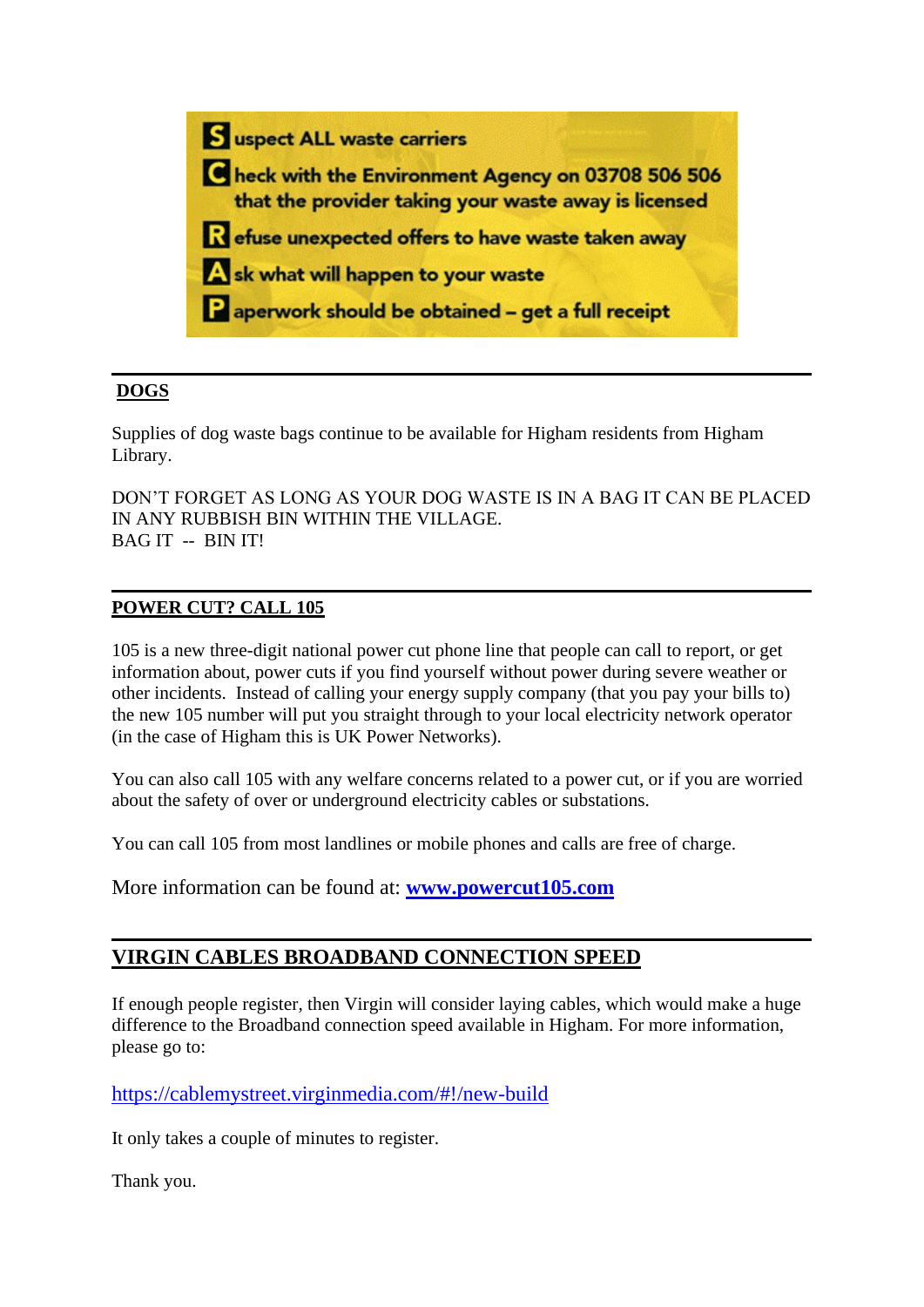**S**uspect ALL waste carriers

**C**heck with the Environment Agency on 03708 506 506 that the provider taking your waste away is licensed

**R**efuse unexpected offers to have waste taken away

**A**sk what will happen to your waste

**P**aperwork should be obtained – get a full receipt

---

## DOGS

Supplies of dog waste bags continue to be available for Higham residents from Higham Library.

DON'T FORGET AS LONG AS YOUR DOG WASTE IS IN A BAG IT CAN BE PLACED IN ANY RUBBISH BIN WITHIN THE VILLAGE.
BAG IT -- BIN IT!

---

## POWER CUT? CALL 105

105 is a new three-digit national power cut phone line that people can call to report, or get information about, power cuts if you find yourself without power during severe weather or other incidents. Instead of calling your energy supply company (that you pay your bills to) the new 105 number will put you straight through to your local electricity network operator (in the case of Higham this is UK Power Networks).

You can also call 105 with any welfare concerns related to a power cut, or if you are worried about the safety of over or underground electricity cables or substations.

You can call 105 from most landlines or mobile phones and calls are free of charge.

More information can be found at: **[www.powercut105.com](http://www.powercut105.com)**

---

## VIRGIN CABLES BROADBAND CONNECTION SPEED

If enough people register, then Virgin will consider laying cables, which would make a huge difference to the Broadband connection speed available in Higham. For more information, please go to:

https://cablemystreet.virginmedia.com/#!/new-build

It only takes a couple of minutes to register.

Thank you.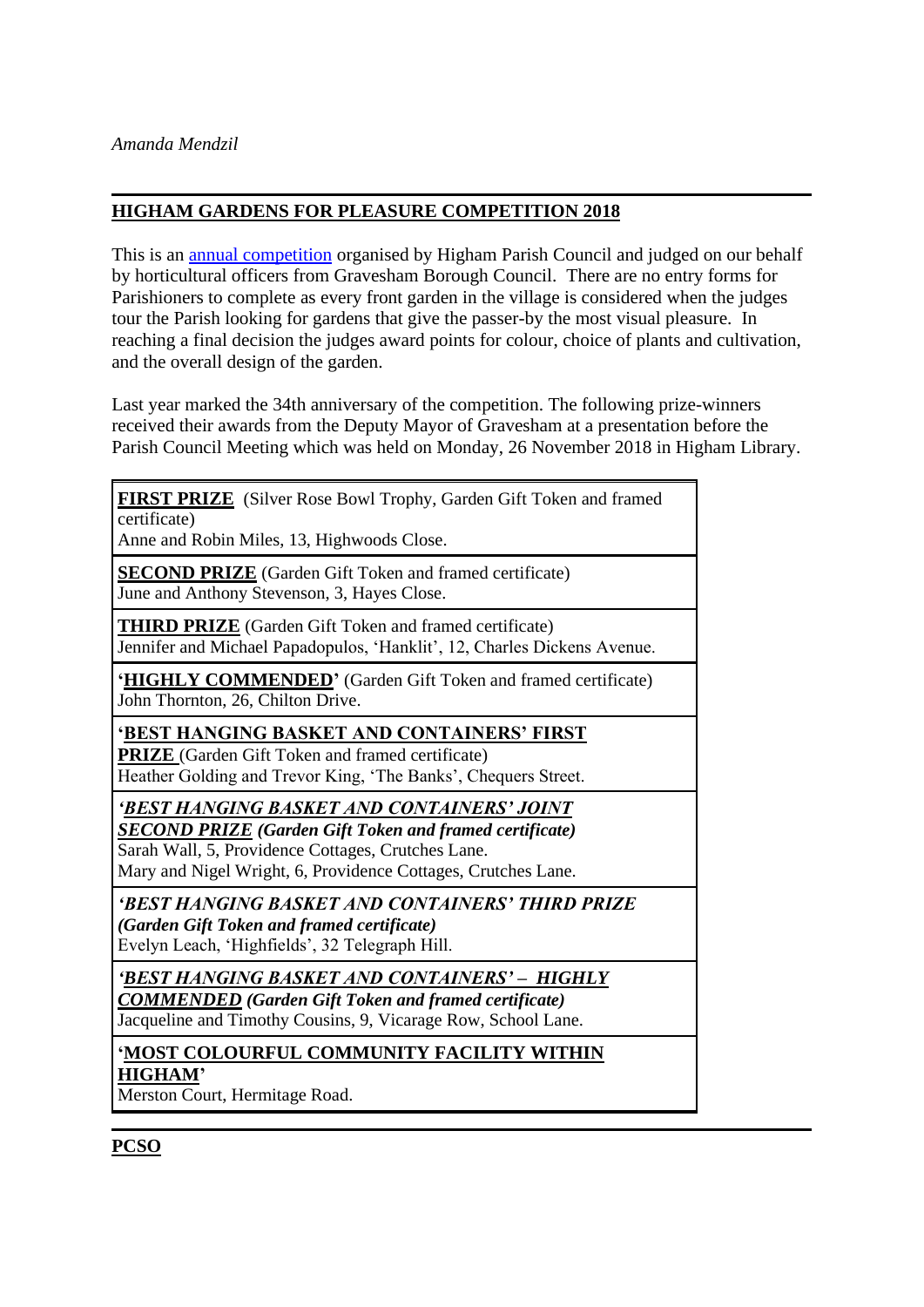*Amanda Mendzil*

---

## HIGHAM GARDENS FOR PLEASURE COMPETITION 2018

This is an annual competition organised by Higham Parish Council and judged on our behalf by horticultural officers from Gravesham Borough Council. There are no entry forms for Parishioners to complete as every front garden in the village is considered when the judges tour the Parish looking for gardens that give the passer-by the most visual pleasure. In reaching a final decision the judges award points for colour, choice of plants and cultivation, and the overall design of the garden.

Last year marked the 34th anniversary of the competition. The following prize-winners received their awards from the Deputy Mayor of Gravesham at a presentation before the Parish Council Meeting which was held on Monday, 26 November 2018 in Higham Library.

| |
|---|
| **FIRST PRIZE** (Silver Rose Bowl Trophy, Garden Gift Token and framed certificate)<br>Anne and Robin Miles, 13, Highwoods Close. |
| **SECOND PRIZE** (Garden Gift Token and framed certificate)<br>June and Anthony Stevenson, 3, Hayes Close. |
| **THIRD PRIZE** (Garden Gift Token and framed certificate)<br>Jennifer and Michael Papadopulos, 'Hanklit', 12, Charles Dickens Avenue. |
| **'HIGHLY COMMENDED'** (Garden Gift Token and framed certificate)<br>John Thornton, 26, Chilton Drive. |
| **'BEST HANGING BASKET AND CONTAINERS' FIRST PRIZE** (Garden Gift Token and framed certificate)<br>Heather Golding and Trevor King, 'The Banks', Chequers Street. |
| ***'BEST HANGING BASKET AND CONTAINERS' JOINT SECOND PRIZE (Garden Gift Token and framed certificate)***<br>Sarah Wall, 5, Providence Cottages, Crutches Lane.<br>Mary and Nigel Wright, 6, Providence Cottages, Crutches Lane. |
| ***'BEST HANGING BASKET AND CONTAINERS' THIRD PRIZE (Garden Gift Token and framed certificate)***<br>Evelyn Leach, 'Highfields', 32 Telegraph Hill. |
| ***'BEST HANGING BASKET AND CONTAINERS' – HIGHLY COMMENDED (Garden Gift Token and framed certificate)***<br>Jacqueline and Timothy Cousins, 9, Vicarage Row, School Lane. |
| **'MOST COLOURFUL COMMUNITY FACILITY WITHIN HIGHAM'**<br>Merston Court, Hermitage Road. |

---

## PCSO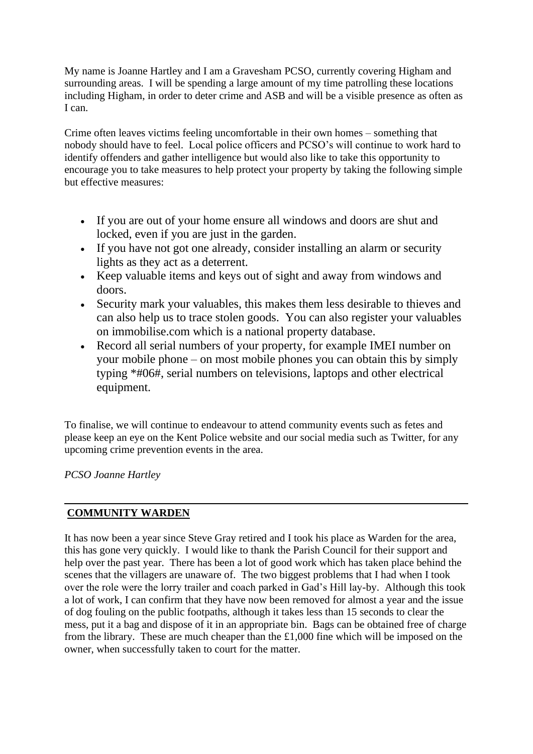My name is Joanne Hartley and I am a Gravesham PCSO, currently covering Higham and surrounding areas. I will be spending a large amount of my time patrolling these locations including Higham, in order to deter crime and ASB and will be a visible presence as often as I can.

Crime often leaves victims feeling uncomfortable in their own homes – something that nobody should have to feel. Local police officers and PCSO's will continue to work hard to identify offenders and gather intelligence but would also like to take this opportunity to encourage you to take measures to help protect your property by taking the following simple but effective measures:

- If you are out of your home ensure all windows and doors are shut and locked, even if you are just in the garden.
- If you have not got one already, consider installing an alarm or security lights as they act as a deterrent.
- Keep valuable items and keys out of sight and away from windows and doors.
- Security mark your valuables, this makes them less desirable to thieves and can also help us to trace stolen goods. You can also register your valuables on immobilise.com which is a national property database.
- Record all serial numbers of your property, for example IMEI number on your mobile phone – on most mobile phones you can obtain this by simply typing *#06#, serial numbers on televisions, laptops and other electrical equipment.

To finalise, we will continue to endeavour to attend community events such as fetes and please keep an eye on the Kent Police website and our social media such as Twitter, for any upcoming crime prevention events in the area.

*PCSO Joanne Hartley*

---

## COMMUNITY WARDEN

It has now been a year since Steve Gray retired and I took his place as Warden for the area, this has gone very quickly. I would like to thank the Parish Council for their support and help over the past year. There has been a lot of good work which has taken place behind the scenes that the villagers are unaware of. The two biggest problems that I had when I took over the role were the lorry trailer and coach parked in Gad's Hill lay-by. Although this took a lot of work, I can confirm that they have now been removed for almost a year and the issue of dog fouling on the public footpaths, although it takes less than 15 seconds to clear the mess, put it a bag and dispose of it in an appropriate bin. Bags can be obtained free of charge from the library. These are much cheaper than the £1,000 fine which will be imposed on the owner, when successfully taken to court for the matter.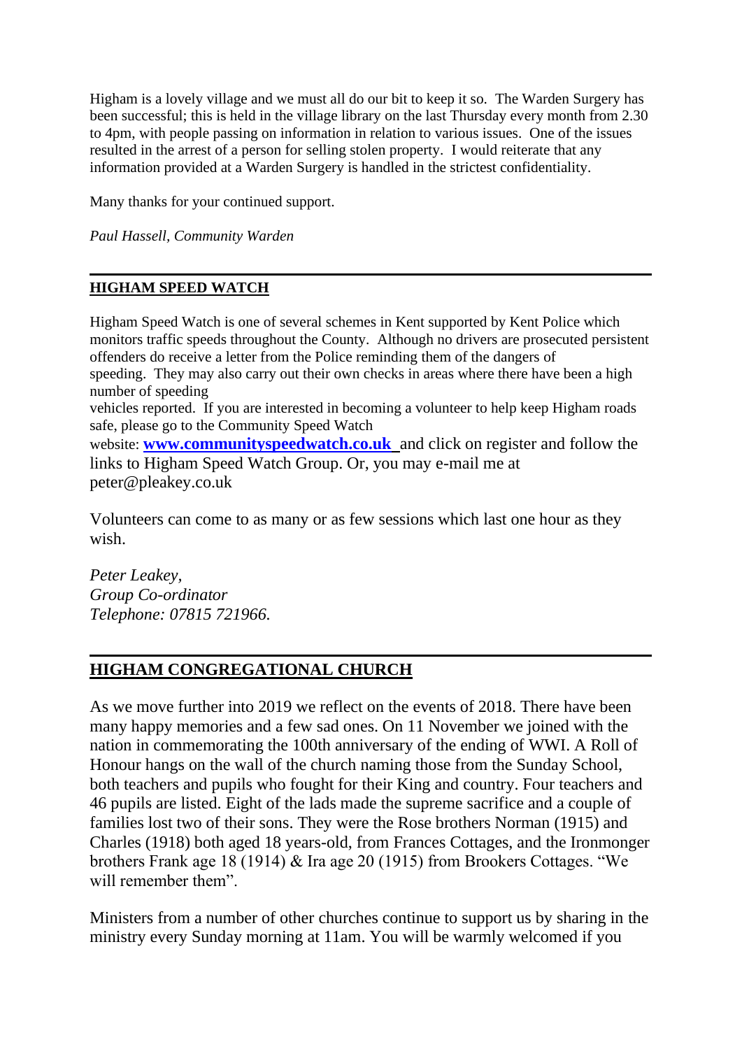Higham is a lovely village and we must all do our bit to keep it so. The Warden Surgery has been successful; this is held in the village library on the last Thursday every month from 2.30 to 4pm, with people passing on information in relation to various issues. One of the issues resulted in the arrest of a person for selling stolen property. I would reiterate that any information provided at a Warden Surgery is handled in the strictest confidentiality.

Many thanks for your continued support.

*Paul Hassell, Community Warden*

---

## HIGHAM SPEED WATCH

Higham Speed Watch is one of several schemes in Kent supported by Kent Police which monitors traffic speeds throughout the County. Although no drivers are prosecuted persistent offenders do receive a letter from the Police reminding them of the dangers of speeding. They may also carry out their own checks in areas where there have been a high number of speeding vehicles reported. If you are interested in becoming a volunteer to help keep Higham roads safe, please go to the Community Speed Watch website: **www.communityspeedwatch.co.uk** and click on register and follow the links to Higham Speed Watch Group. Or, you may e-mail me at peter@pleakey.co.uk

Volunteers can come to as many or as few sessions which last one hour as they wish.

*Peter Leakey,*
*Group Co-ordinator*
*Telephone: 07815 721966.*

---

## HIGHAM CONGREGATIONAL CHURCH

As we move further into 2019 we reflect on the events of 2018. There have been many happy memories and a few sad ones. On 11 November we joined with the nation in commemorating the 100th anniversary of the ending of WWI. A Roll of Honour hangs on the wall of the church naming those from the Sunday School, both teachers and pupils who fought for their King and country. Four teachers and 46 pupils are listed. Eight of the lads made the supreme sacrifice and a couple of families lost two of their sons. They were the Rose brothers Norman (1915) and Charles (1918) both aged 18 years-old, from Frances Cottages, and the Ironmonger brothers Frank age 18 (1914) & Ira age 20 (1915) from Brookers Cottages. "We will remember them".

Ministers from a number of other churches continue to support us by sharing in the ministry every Sunday morning at 11am. You will be warmly welcomed if you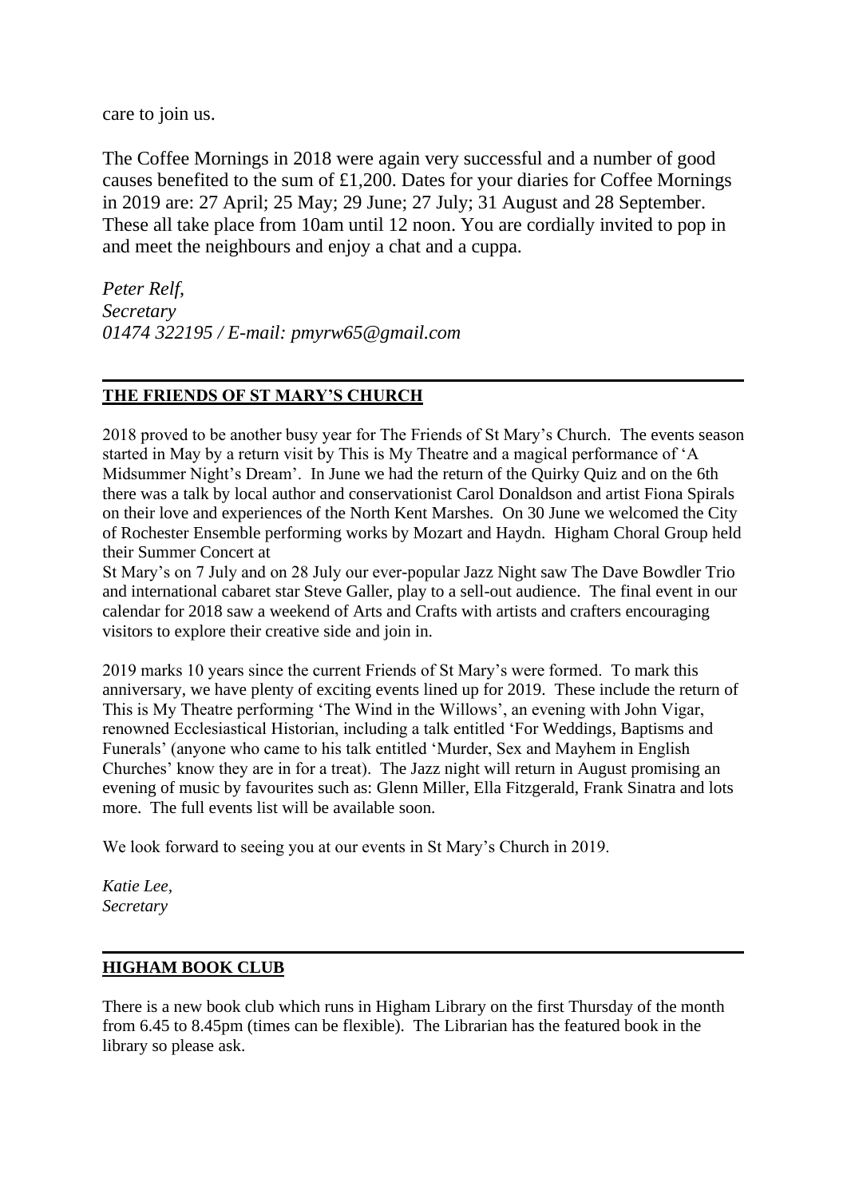care to join us.

The Coffee Mornings in 2018 were again very successful and a number of good causes benefited to the sum of £1,200. Dates for your diaries for Coffee Mornings in 2019 are: 27 April; 25 May; 29 June; 27 July; 31 August and 28 September. These all take place from 10am until 12 noon. You are cordially invited to pop in and meet the neighbours and enjoy a chat and a cuppa.

*Peter Relf,*
*Secretary*
*01474 322195 / E-mail: pmyrw65@gmail.com*

---

## THE FRIENDS OF ST MARY'S CHURCH

2018 proved to be another busy year for The Friends of St Mary's Church. The events season started in May by a return visit by This is My Theatre and a magical performance of 'A Midsummer Night's Dream'. In June we had the return of the Quirky Quiz and on the 6th there was a talk by local author and conservationist Carol Donaldson and artist Fiona Spirals on their love and experiences of the North Kent Marshes. On 30 June we welcomed the City of Rochester Ensemble performing works by Mozart and Haydn. Higham Choral Group held their Summer Concert at St Mary's on 7 July and on 28 July our ever-popular Jazz Night saw The Dave Bowdler Trio and international cabaret star Steve Galler, play to a sell-out audience. The final event in our calendar for 2018 saw a weekend of Arts and Crafts with artists and crafters encouraging visitors to explore their creative side and join in.

2019 marks 10 years since the current Friends of St Mary's were formed. To mark this anniversary, we have plenty of exciting events lined up for 2019. These include the return of This is My Theatre performing 'The Wind in the Willows', an evening with John Vigar, renowned Ecclesiastical Historian, including a talk entitled 'For Weddings, Baptisms and Funerals' (anyone who came to his talk entitled 'Murder, Sex and Mayhem in English Churches' know they are in for a treat). The Jazz night will return in August promising an evening of music by favourites such as: Glenn Miller, Ella Fitzgerald, Frank Sinatra and lots more. The full events list will be available soon.

We look forward to seeing you at our events in St Mary's Church in 2019.

*Katie Lee,*
*Secretary*

---

## HIGHAM BOOK CLUB

There is a new book club which runs in Higham Library on the first Thursday of the month from 6.45 to 8.45pm (times can be flexible). The Librarian has the featured book in the library so please ask.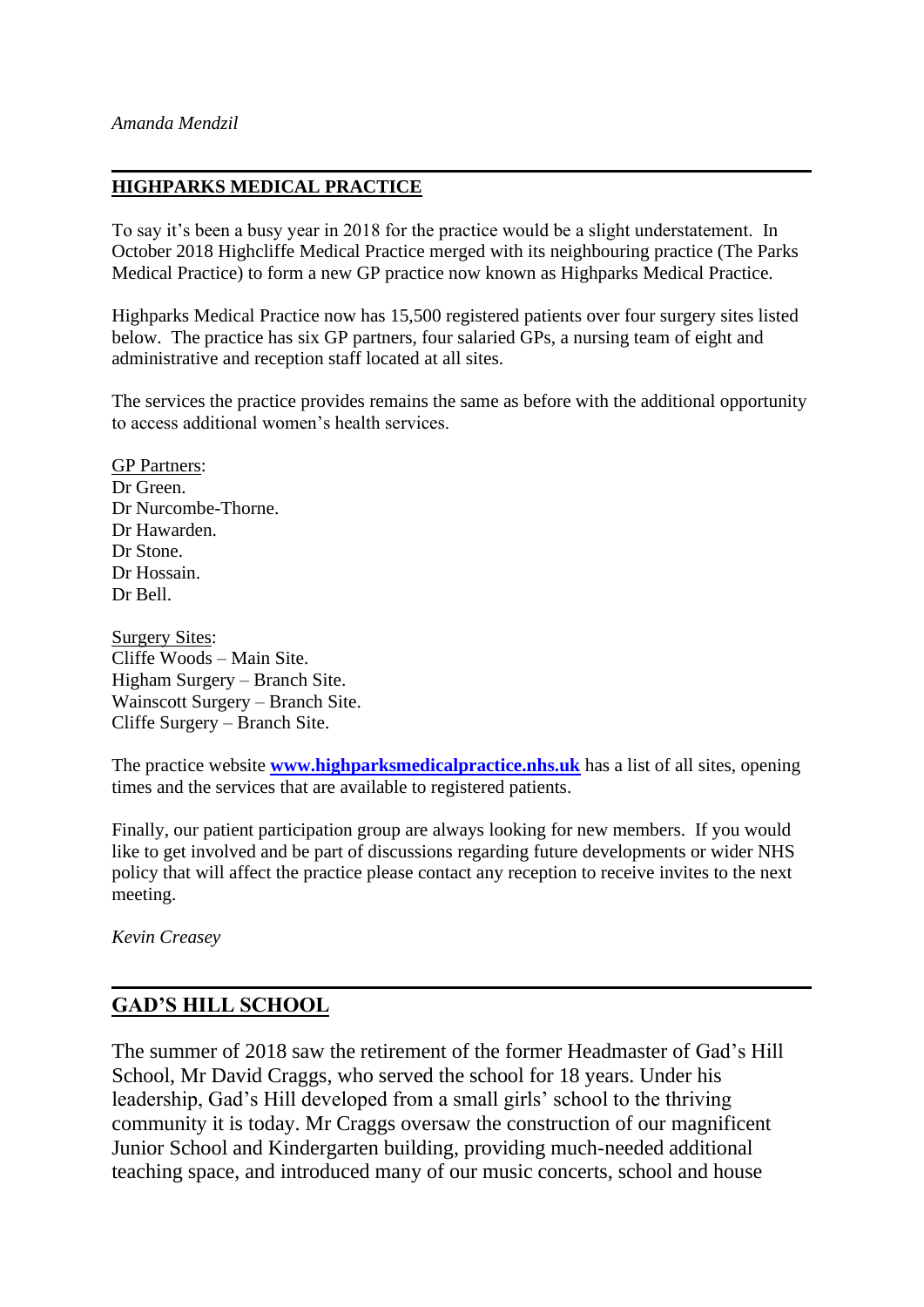*Amanda Mendzil*

---

## HIGHPARKS MEDICAL PRACTICE

To say it's been a busy year in 2018 for the practice would be a slight understatement. In October 2018 Highcliffe Medical Practice merged with its neighbouring practice (The Parks Medical Practice) to form a new GP practice now known as Highparks Medical Practice.

Highparks Medical Practice now has 15,500 registered patients over four surgery sites listed below. The practice has six GP partners, four salaried GPs, a nursing team of eight and administrative and reception staff located at all sites.

The services the practice provides remains the same as before with the additional opportunity to access additional women's health services.

GP Partners:
Dr Green.
Dr Nurcombe-Thorne.
Dr Hawarden.
Dr Stone.
Dr Hossain.
Dr Bell.

Surgery Sites:
Cliffe Woods – Main Site.
Higham Surgery – Branch Site.
Wainscott Surgery – Branch Site.
Cliffe Surgery – Branch Site.

The practice website **www.highparksmedicalpractice.nhs.uk** has a list of all sites, opening times and the services that are available to registered patients.

Finally, our patient participation group are always looking for new members. If you would like to get involved and be part of discussions regarding future developments or wider NHS policy that will affect the practice please contact any reception to receive invites to the next meeting.

*Kevin Creasey*

---

## GAD'S HILL SCHOOL

The summer of 2018 saw the retirement of the former Headmaster of Gad's Hill School, Mr David Craggs, who served the school for 18 years. Under his leadership, Gad's Hill developed from a small girls' school to the thriving community it is today. Mr Craggs oversaw the construction of our magnificent Junior School and Kindergarten building, providing much-needed additional teaching space, and introduced many of our music concerts, school and house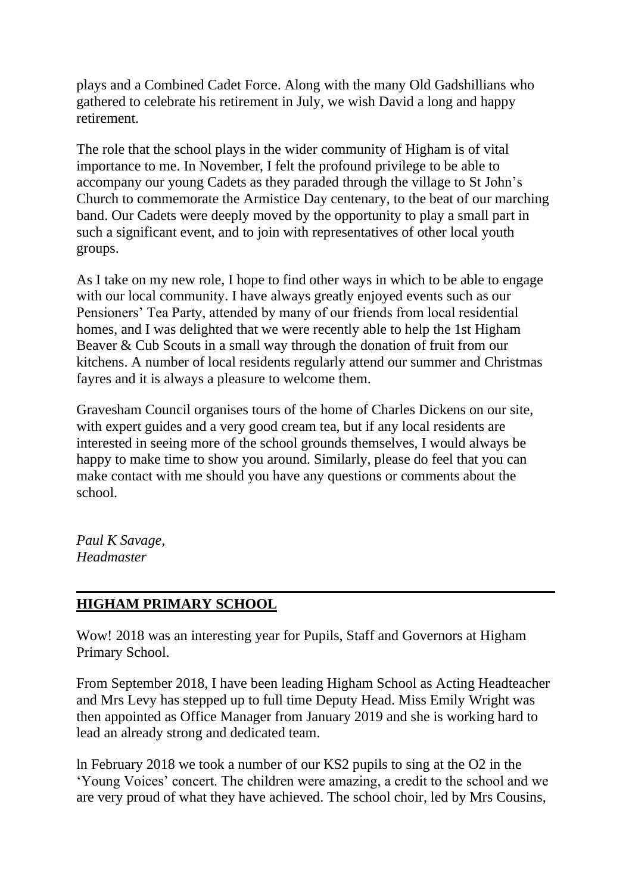plays and a Combined Cadet Force. Along with the many Old Gadshillians who gathered to celebrate his retirement in July, we wish David a long and happy retirement.

The role that the school plays in the wider community of Higham is of vital importance to me. In November, I felt the profound privilege to be able to accompany our young Cadets as they paraded through the village to St John's Church to commemorate the Armistice Day centenary, to the beat of our marching band. Our Cadets were deeply moved by the opportunity to play a small part in such a significant event, and to join with representatives of other local youth groups.

As I take on my new role, I hope to find other ways in which to be able to engage with our local community. I have always greatly enjoyed events such as our Pensioners' Tea Party, attended by many of our friends from local residential homes, and I was delighted that we were recently able to help the 1st Higham Beaver & Cub Scouts in a small way through the donation of fruit from our kitchens. A number of local residents regularly attend our summer and Christmas fayres and it is always a pleasure to welcome them.

Gravesham Council organises tours of the home of Charles Dickens on our site, with expert guides and a very good cream tea, but if any local residents are interested in seeing more of the school grounds themselves, I would always be happy to make time to show you around. Similarly, please do feel that you can make contact with me should you have any questions or comments about the school.

*Paul K Savage,*
*Headmaster*

---

## HIGHAM PRIMARY SCHOOL

Wow! 2018 was an interesting year for Pupils, Staff and Governors at Higham Primary School.

From September 2018, I have been leading Higham School as Acting Headteacher and Mrs Levy has stepped up to full time Deputy Head. Miss Emily Wright was then appointed as Office Manager from January 2019 and she is working hard to lead an already strong and dedicated team.

ln February 2018 we took a number of our KS2 pupils to sing at the O2 in the 'Young Voices' concert. The children were amazing, a credit to the school and we are very proud of what they have achieved. The school choir, led by Mrs Cousins,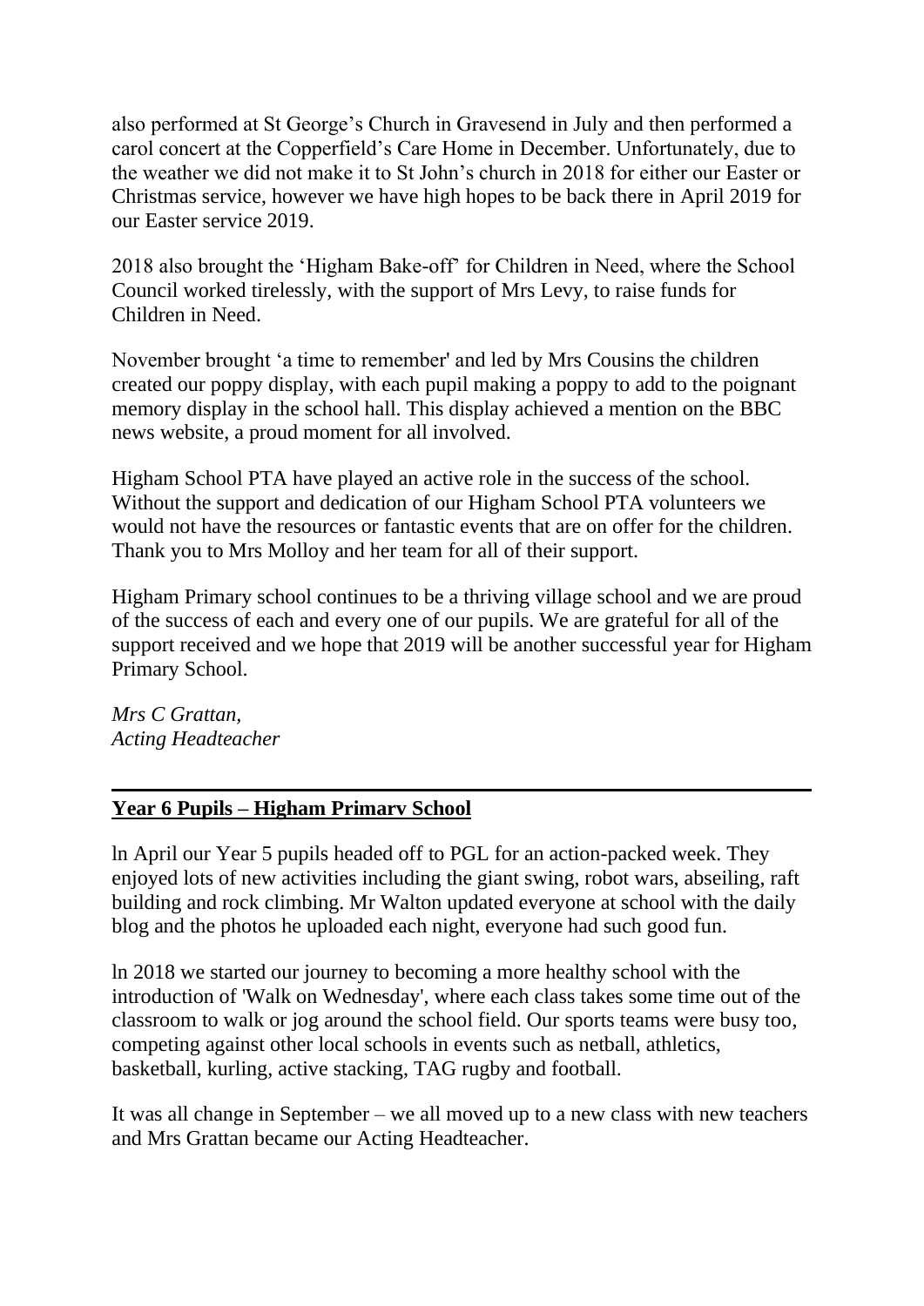also performed at St George's Church in Gravesend in July and then performed a carol concert at the Copperfield's Care Home in December. Unfortunately, due to the weather we did not make it to St John's church in 2018 for either our Easter or Christmas service, however we have high hopes to be back there in April 2019 for our Easter service 2019.

2018 also brought the 'Higham Bake-off' for Children in Need, where the School Council worked tirelessly, with the support of Mrs Levy, to raise funds for Children in Need.

November brought 'a time to remember' and led by Mrs Cousins the children created our poppy display, with each pupil making a poppy to add to the poignant memory display in the school hall. This display achieved a mention on the BBC news website, a proud moment for all involved.

Higham School PTA have played an active role in the success of the school. Without the support and dedication of our Higham School PTA volunteers we would not have the resources or fantastic events that are on offer for the children. Thank you to Mrs Molloy and her team for all of their support.

Higham Primary school continues to be a thriving village school and we are proud of the success of each and every one of our pupils. We are grateful for all of the support received and we hope that 2019 will be another successful year for Higham Primary School.

*Mrs C Grattan,*
*Acting Headteacher*

---

**Year 6 Pupils – Higham Primary School**

ln April our Year 5 pupils headed off to PGL for an action-packed week. They enjoyed lots of new activities including the giant swing, robot wars, abseiling, raft building and rock climbing. Mr Walton updated everyone at school with the daily blog and the photos he uploaded each night, everyone had such good fun.

ln 2018 we started our journey to becoming a more healthy school with the introduction of 'Walk on Wednesday', where each class takes some time out of the classroom to walk or jog around the school field. Our sports teams were busy too, competing against other local schools in events such as netball, athletics, basketball, kurling, active stacking, TAG rugby and football.

It was all change in September – we all moved up to a new class with new teachers and Mrs Grattan became our Acting Headteacher.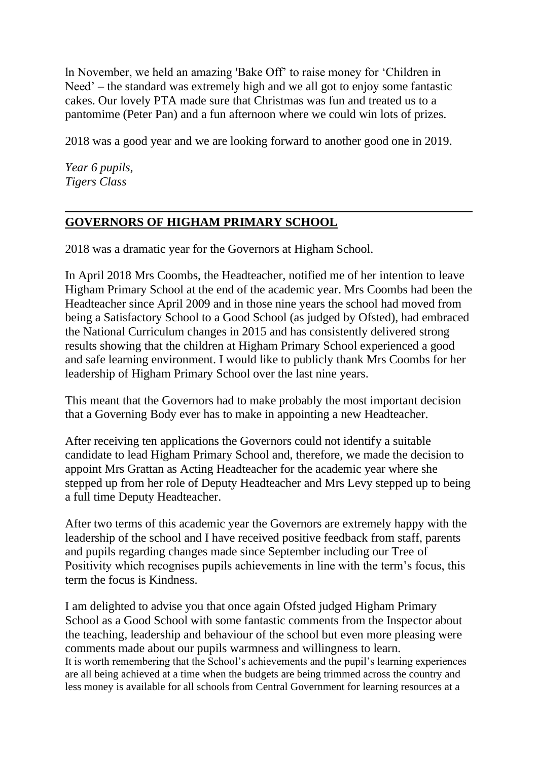In November, we held an amazing 'Bake Off' to raise money for 'Children in Need' – the standard was extremely high and we all got to enjoy some fantastic cakes. Our lovely PTA made sure that Christmas was fun and treated us to a pantomime (Peter Pan) and a fun afternoon where we could win lots of prizes.

2018 was a good year and we are looking forward to another good one in 2019.

*Year 6 pupils,*
*Tigers Class*

---

## GOVERNORS OF HIGHAM PRIMARY SCHOOL

2018 was a dramatic year for the Governors at Higham School.

In April 2018 Mrs Coombs, the Headteacher, notified me of her intention to leave Higham Primary School at the end of the academic year. Mrs Coombs had been the Headteacher since April 2009 and in those nine years the school had moved from being a Satisfactory School to a Good School (as judged by Ofsted), had embraced the National Curriculum changes in 2015 and has consistently delivered strong results showing that the children at Higham Primary School experienced a good and safe learning environment. I would like to publicly thank Mrs Coombs for her leadership of Higham Primary School over the last nine years.

This meant that the Governors had to make probably the most important decision that a Governing Body ever has to make in appointing a new Headteacher.

After receiving ten applications the Governors could not identify a suitable candidate to lead Higham Primary School and, therefore, we made the decision to appoint Mrs Grattan as Acting Headteacher for the academic year where she stepped up from her role of Deputy Headteacher and Mrs Levy stepped up to being a full time Deputy Headteacher.

After two terms of this academic year the Governors are extremely happy with the leadership of the school and I have received positive feedback from staff, parents and pupils regarding changes made since September including our Tree of Positivity which recognises pupils achievements in line with the term's focus, this term the focus is Kindness.

I am delighted to advise you that once again Ofsted judged Higham Primary School as a Good School with some fantastic comments from the Inspector about the teaching, leadership and behaviour of the school but even more pleasing were comments made about our pupils warmness and willingness to learn.
It is worth remembering that the School's achievements and the pupil's learning experiences are all being achieved at a time when the budgets are being trimmed across the country and less money is available for all schools from Central Government for learning resources at a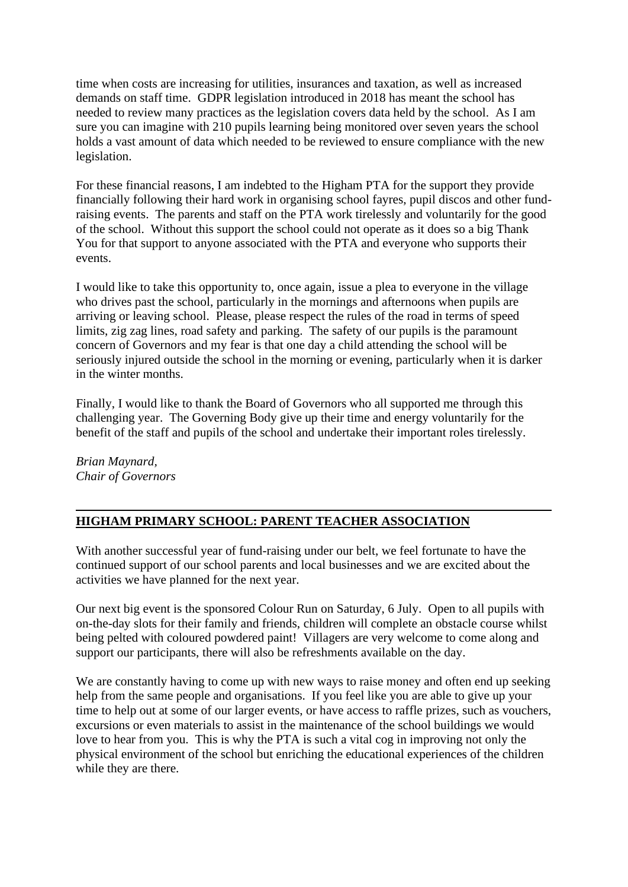time when costs are increasing for utilities, insurances and taxation, as well as increased demands on staff time. GDPR legislation introduced in 2018 has meant the school has needed to review many practices as the legislation covers data held by the school. As I am sure you can imagine with 210 pupils learning being monitored over seven years the school holds a vast amount of data which needed to be reviewed to ensure compliance with the new legislation.

For these financial reasons, I am indebted to the Higham PTA for the support they provide financially following their hard work in organising school fayres, pupil discos and other fund-raising events. The parents and staff on the PTA work tirelessly and voluntarily for the good of the school. Without this support the school could not operate as it does so a big Thank You for that support to anyone associated with the PTA and everyone who supports their events.

I would like to take this opportunity to, once again, issue a plea to everyone in the village who drives past the school, particularly in the mornings and afternoons when pupils are arriving or leaving school. Please, please respect the rules of the road in terms of speed limits, zig zag lines, road safety and parking. The safety of our pupils is the paramount concern of Governors and my fear is that one day a child attending the school will be seriously injured outside the school in the morning or evening, particularly when it is darker in the winter months.

Finally, I would like to thank the Board of Governors who all supported me through this challenging year. The Governing Body give up their time and energy voluntarily for the benefit of the staff and pupils of the school and undertake their important roles tirelessly.

*Brian Maynard,*
*Chair of Governors*

---

## HIGHAM PRIMARY SCHOOL: PARENT TEACHER ASSOCIATION

With another successful year of fund-raising under our belt, we feel fortunate to have the continued support of our school parents and local businesses and we are excited about the activities we have planned for the next year.

Our next big event is the sponsored Colour Run on Saturday, 6 July. Open to all pupils with on-the-day slots for their family and friends, children will complete an obstacle course whilst being pelted with coloured powdered paint! Villagers are very welcome to come along and support our participants, there will also be refreshments available on the day.

We are constantly having to come up with new ways to raise money and often end up seeking help from the same people and organisations. If you feel like you are able to give up your time to help out at some of our larger events, or have access to raffle prizes, such as vouchers, excursions or even materials to assist in the maintenance of the school buildings we would love to hear from you. This is why the PTA is such a vital cog in improving not only the physical environment of the school but enriching the educational experiences of the children while they are there.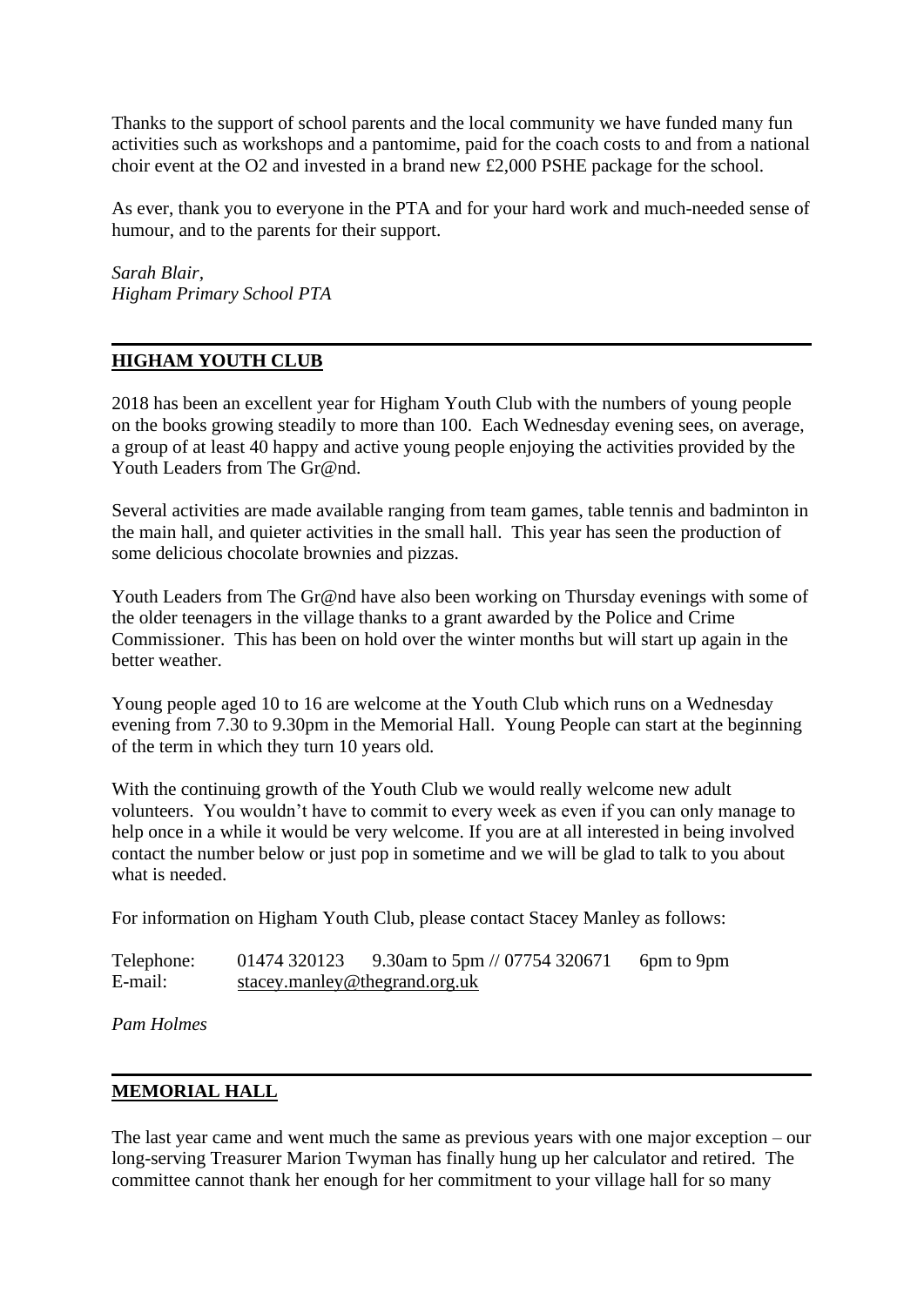Thanks to the support of school parents and the local community we have funded many fun activities such as workshops and a pantomime, paid for the coach costs to and from a national choir event at the O2 and invested in a brand new £2,000 PSHE package for the school.

As ever, thank you to everyone in the PTA and for your hard work and much-needed sense of humour, and to the parents for their support.

*Sarah Blair,*
*Higham Primary School PTA*

---

## HIGHAM YOUTH CLUB

2018 has been an excellent year for Higham Youth Club with the numbers of young people on the books growing steadily to more than 100. Each Wednesday evening sees, on average, a group of at least 40 happy and active young people enjoying the activities provided by the Youth Leaders from The Gr@nd.

Several activities are made available ranging from team games, table tennis and badminton in the main hall, and quieter activities in the small hall. This year has seen the production of some delicious chocolate brownies and pizzas.

Youth Leaders from The Gr@nd have also been working on Thursday evenings with some of the older teenagers in the village thanks to a grant awarded by the Police and Crime Commissioner. This has been on hold over the winter months but will start up again in the better weather.

Young people aged 10 to 16 are welcome at the Youth Club which runs on a Wednesday evening from 7.30 to 9.30pm in the Memorial Hall. Young People can start at the beginning of the term in which they turn 10 years old.

With the continuing growth of the Youth Club we would really welcome new adult volunteers. You wouldn't have to commit to every week as even if you can only manage to help once in a while it would be very welcome. If you are at all interested in being involved contact the number below or just pop in sometime and we will be glad to talk to you about what is needed.

For information on Higham Youth Club, please contact Stacey Manley as follows:

Telephone: 01474 320123 9.30am to 5pm // 07754 320671 6pm to 9pm
E-mail: stacey.manley@thegrand.org.uk

*Pam Holmes*

---

## MEMORIAL HALL

The last year came and went much the same as previous years with one major exception – our long-serving Treasurer Marion Twyman has finally hung up her calculator and retired. The committee cannot thank her enough for her commitment to your village hall for so many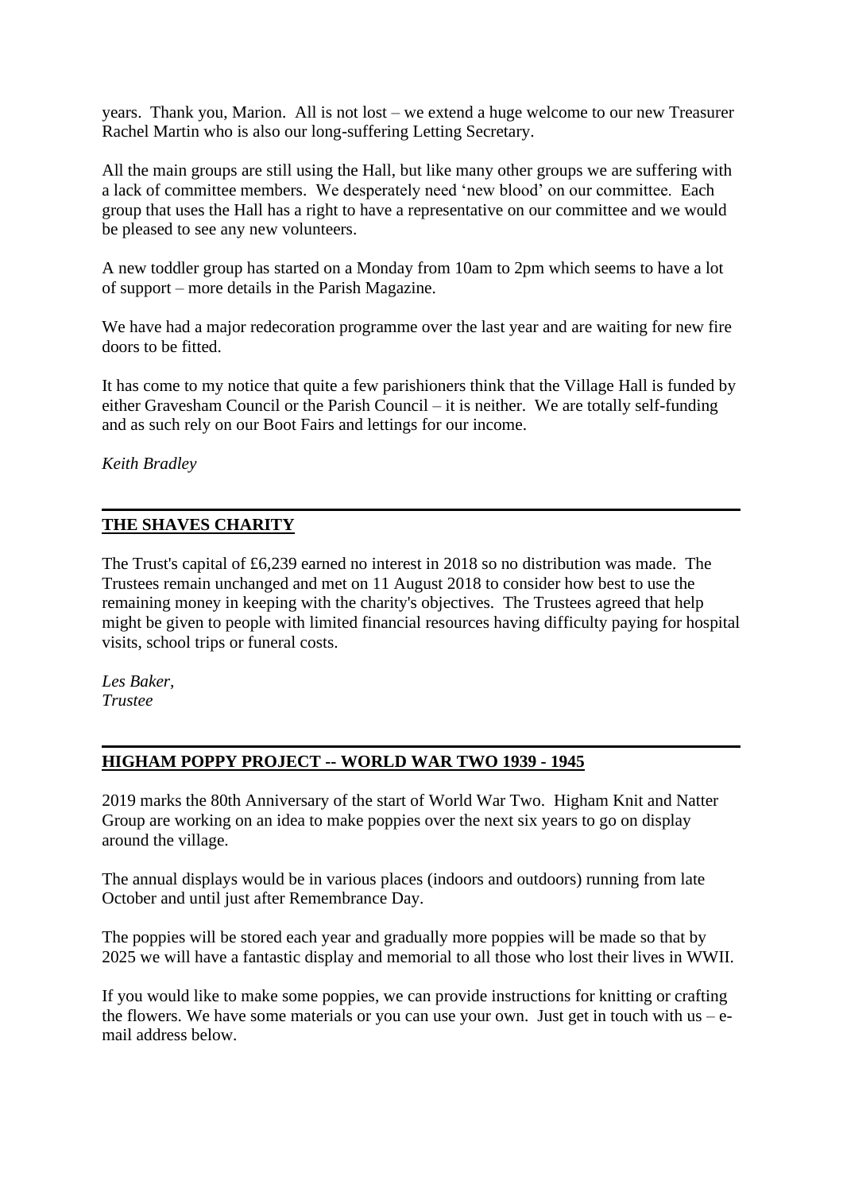years. Thank you, Marion. All is not lost – we extend a huge welcome to our new Treasurer Rachel Martin who is also our long-suffering Letting Secretary.

All the main groups are still using the Hall, but like many other groups we are suffering with a lack of committee members. We desperately need 'new blood' on our committee. Each group that uses the Hall has a right to have a representative on our committee and we would be pleased to see any new volunteers.

A new toddler group has started on a Monday from 10am to 2pm which seems to have a lot of support – more details in the Parish Magazine.

We have had a major redecoration programme over the last year and are waiting for new fire doors to be fitted.

It has come to my notice that quite a few parishioners think that the Village Hall is funded by either Gravesham Council or the Parish Council – it is neither. We are totally self-funding and as such rely on our Boot Fairs and lettings for our income.

*Keith Bradley*

---

## THE SHAVES CHARITY

The Trust's capital of £6,239 earned no interest in 2018 so no distribution was made. The Trustees remain unchanged and met on 11 August 2018 to consider how best to use the remaining money in keeping with the charity's objectives. The Trustees agreed that help might be given to people with limited financial resources having difficulty paying for hospital visits, school trips or funeral costs.

*Les Baker,*
*Trustee*

---

## HIGHAM POPPY PROJECT -- WORLD WAR TWO 1939 - 1945

2019 marks the 80th Anniversary of the start of World War Two. Higham Knit and Natter Group are working on an idea to make poppies over the next six years to go on display around the village.

The annual displays would be in various places (indoors and outdoors) running from late October and until just after Remembrance Day.

The poppies will be stored each year and gradually more poppies will be made so that by 2025 we will have a fantastic display and memorial to all those who lost their lives in WWII.

If you would like to make some poppies, we can provide instructions for knitting or crafting the flowers. We have some materials or you can use your own. Just get in touch with us – e-mail address below.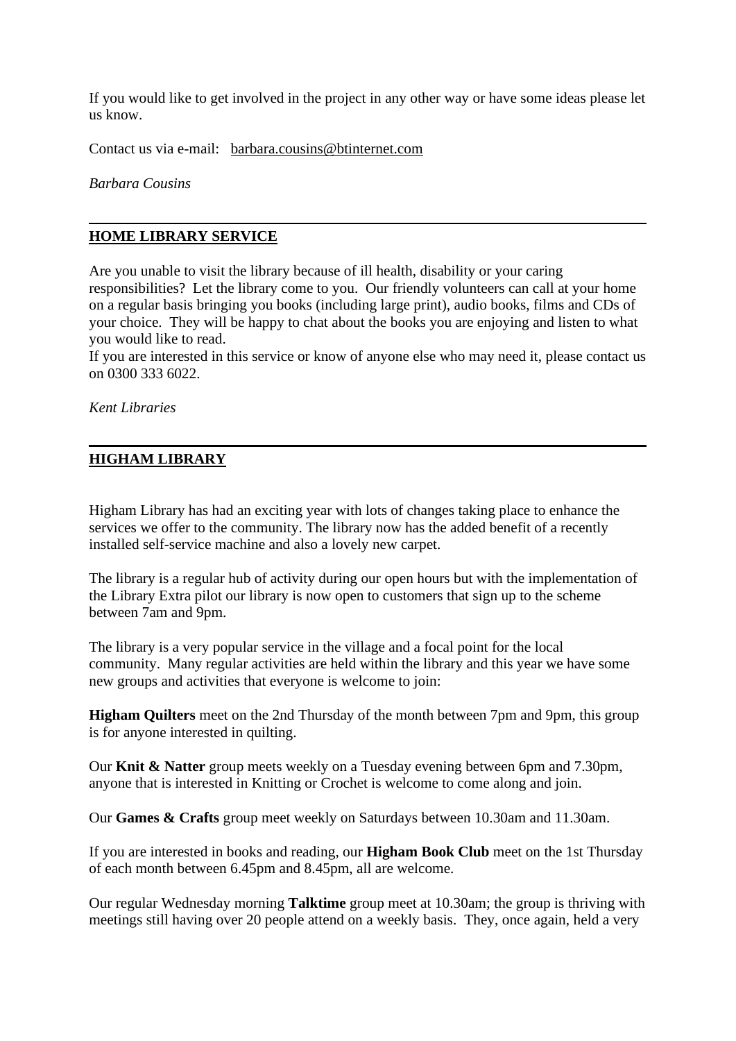If you would like to get involved in the project in any other way or have some ideas please let us know.

Contact us via e-mail: barbara.cousins@btinternet.com

*Barbara Cousins*

---

## HOME LIBRARY SERVICE

Are you unable to visit the library because of ill health, disability or your caring responsibilities? Let the library come to you. Our friendly volunteers can call at your home on a regular basis bringing you books (including large print), audio books, films and CDs of your choice. They will be happy to chat about the books you are enjoying and listen to what you would like to read.
If you are interested in this service or know of anyone else who may need it, please contact us on 0300 333 6022.

*Kent Libraries*

---

## HIGHAM LIBRARY

Higham Library has had an exciting year with lots of changes taking place to enhance the services we offer to the community. The library now has the added benefit of a recently installed self-service machine and also a lovely new carpet.

The library is a regular hub of activity during our open hours but with the implementation of the Library Extra pilot our library is now open to customers that sign up to the scheme between 7am and 9pm.

The library is a very popular service in the village and a focal point for the local community. Many regular activities are held within the library and this year we have some new groups and activities that everyone is welcome to join:

**Higham Quilters** meet on the 2nd Thursday of the month between 7pm and 9pm, this group is for anyone interested in quilting.

Our **Knit & Natter** group meets weekly on a Tuesday evening between 6pm and 7.30pm, anyone that is interested in Knitting or Crochet is welcome to come along and join.

Our **Games & Crafts** group meet weekly on Saturdays between 10.30am and 11.30am.

If you are interested in books and reading, our **Higham Book Club** meet on the 1st Thursday of each month between 6.45pm and 8.45pm, all are welcome.

Our regular Wednesday morning **Talktime** group meet at 10.30am; the group is thriving with meetings still having over 20 people attend on a weekly basis. They, once again, held a very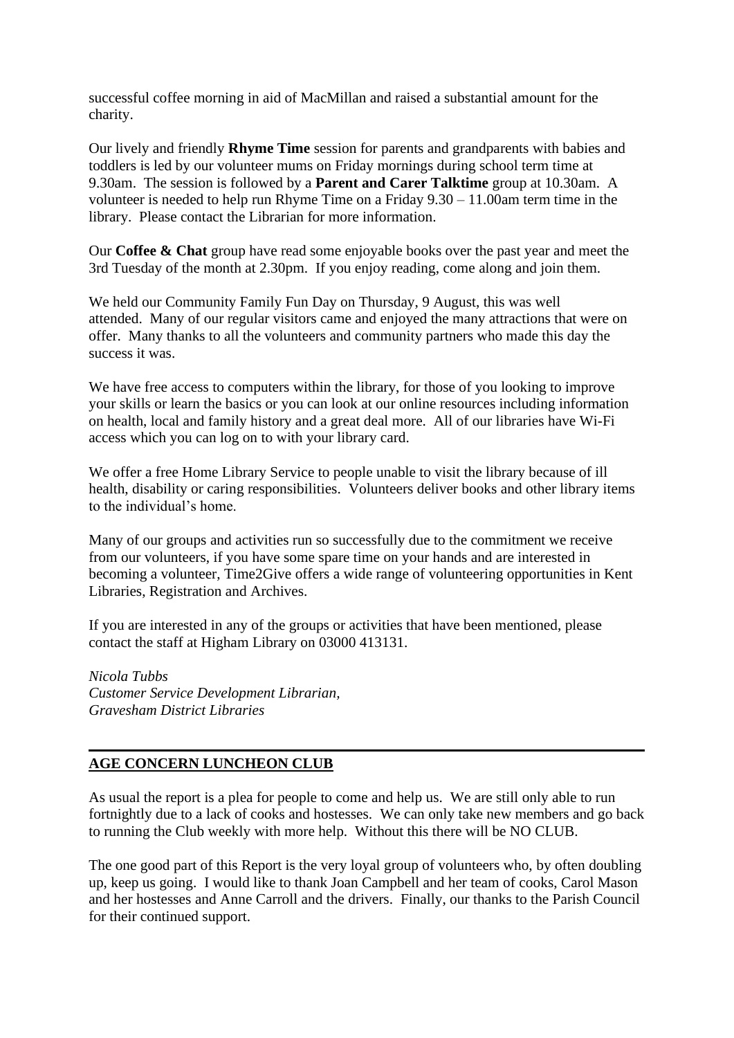successful coffee morning in aid of MacMillan and raised a substantial amount for the charity.

Our lively and friendly **Rhyme Time** session for parents and grandparents with babies and toddlers is led by our volunteer mums on Friday mornings during school term time at 9.30am. The session is followed by a **Parent and Carer Talktime** group at 10.30am. A volunteer is needed to help run Rhyme Time on a Friday 9.30 – 11.00am term time in the library. Please contact the Librarian for more information.

Our **Coffee & Chat** group have read some enjoyable books over the past year and meet the 3rd Tuesday of the month at 2.30pm. If you enjoy reading, come along and join them.

We held our Community Family Fun Day on Thursday, 9 August, this was well attended. Many of our regular visitors came and enjoyed the many attractions that were on offer. Many thanks to all the volunteers and community partners who made this day the success it was.

We have free access to computers within the library, for those of you looking to improve your skills or learn the basics or you can look at our online resources including information on health, local and family history and a great deal more. All of our libraries have Wi-Fi access which you can log on to with your library card.

We offer a free Home Library Service to people unable to visit the library because of ill health, disability or caring responsibilities. Volunteers deliver books and other library items to the individual's home.

Many of our groups and activities run so successfully due to the commitment we receive from our volunteers, if you have some spare time on your hands and are interested in becoming a volunteer, Time2Give offers a wide range of volunteering opportunities in Kent Libraries, Registration and Archives.

If you are interested in any of the groups or activities that have been mentioned, please contact the staff at Higham Library on 03000 413131.

*Nicola Tubbs*
*Customer Service Development Librarian,*
*Gravesham District Libraries*

---

## AGE CONCERN LUNCHEON CLUB

As usual the report is a plea for people to come and help us. We are still only able to run fortnightly due to a lack of cooks and hostesses. We can only take new members and go back to running the Club weekly with more help. Without this there will be NO CLUB.

The one good part of this Report is the very loyal group of volunteers who, by often doubling up, keep us going. I would like to thank Joan Campbell and her team of cooks, Carol Mason and her hostesses and Anne Carroll and the drivers. Finally, our thanks to the Parish Council for their continued support.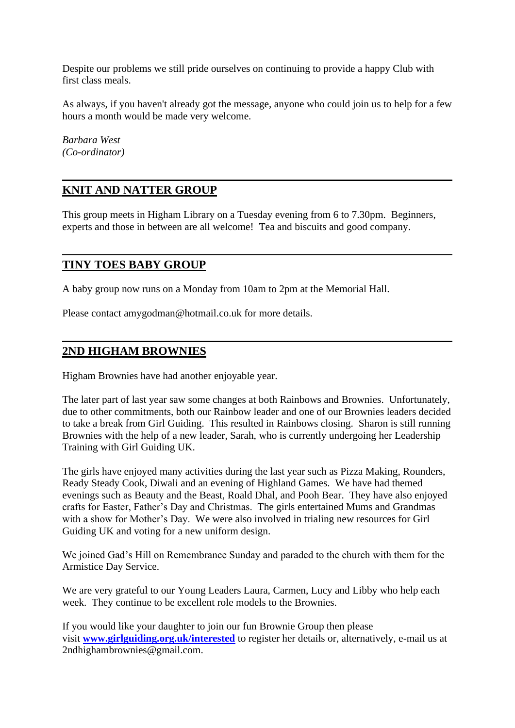Despite our problems we still pride ourselves on continuing to provide a happy Club with first class meals.

As always, if you haven't already got the message, anyone who could join us to help for a few hours a month would be made very welcome.

*Barbara West*
*(Co-ordinator)*

---

## KNIT AND NATTER GROUP

This group meets in Higham Library on a Tuesday evening from 6 to 7.30pm.  Beginners, experts and those in between are all welcome!  Tea and biscuits and good company.

---

## TINY TOES BABY GROUP

A baby group now runs on a Monday from 10am to 2pm at the Memorial Hall.

Please contact amygodman@hotmail.co.uk for more details.

---

## 2ND HIGHAM BROWNIES

Higham Brownies have had another enjoyable year.

The later part of last year saw some changes at both Rainbows and Brownies.  Unfortunately, due to other commitments, both our Rainbow leader and one of our Brownies leaders decided to take a break from Girl Guiding.  This resulted in Rainbows closing.  Sharon is still running Brownies with the help of a new leader, Sarah, who is currently undergoing her Leadership Training with Girl Guiding UK.

The girls have enjoyed many activities during the last year such as Pizza Making, Rounders, Ready Steady Cook, Diwali and an evening of Highland Games.  We have had themed evenings such as Beauty and the Beast, Roald Dhal, and Pooh Bear.  They have also enjoyed crafts for Easter, Father's Day and Christmas.  The girls entertained Mums and Grandmas with a show for Mother's Day.  We were also involved in trialing new resources for Girl Guiding UK and voting for a new uniform design.

We joined Gad's Hill on Remembrance Sunday and paraded to the church with them for the Armistice Day Service.

We are very grateful to our Young Leaders Laura, Carmen, Lucy and Libby who help each week.  They continue to be excellent role models to the Brownies.

If you would like your daughter to join our fun Brownie Group then please visit **[www.girlguiding.org.uk/interested](http://www.girlguiding.org.uk/interested)** to register her details or, alternatively, e-mail us at 2ndhighambrownies@gmail.com.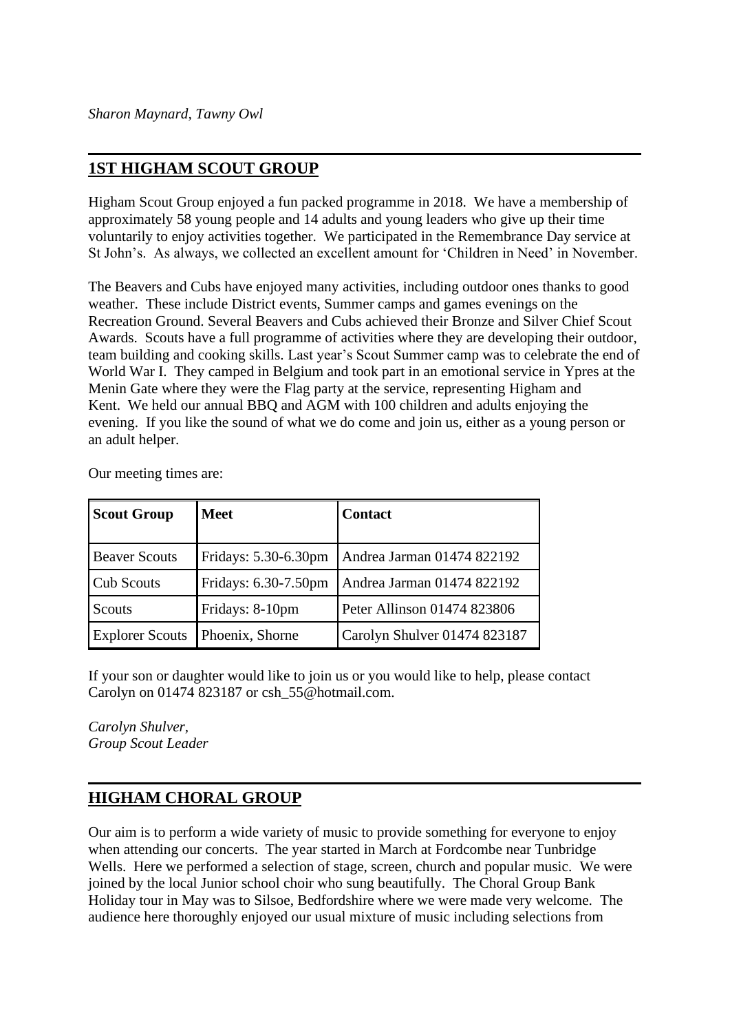*Sharon Maynard, Tawny Owl*

---

## 1ST HIGHAM SCOUT GROUP

Higham Scout Group enjoyed a fun packed programme in 2018. We have a membership of approximately 58 young people and 14 adults and young leaders who give up their time voluntarily to enjoy activities together. We participated in the Remembrance Day service at St John's. As always, we collected an excellent amount for 'Children in Need' in November.

The Beavers and Cubs have enjoyed many activities, including outdoor ones thanks to good weather. These include District events, Summer camps and games evenings on the Recreation Ground. Several Beavers and Cubs achieved their Bronze and Silver Chief Scout Awards. Scouts have a full programme of activities where they are developing their outdoor, team building and cooking skills. Last year's Scout Summer camp was to celebrate the end of World War I. They camped in Belgium and took part in an emotional service in Ypres at the Menin Gate where they were the Flag party at the service, representing Higham and Kent. We held our annual BBQ and AGM with 100 children and adults enjoying the evening. If you like the sound of what we do come and join us, either as a young person or an adult helper.

Our meeting times are:

| Scout Group | Meet | Contact |
|---|---|---|
| Beaver Scouts | Fridays: 5.30-6.30pm | Andrea Jarman 01474 822192 |
| Cub Scouts | Fridays: 6.30-7.50pm | Andrea Jarman 01474 822192 |
| Scouts | Fridays: 8-10pm | Peter Allinson 01474 823806 |
| Explorer Scouts | Phoenix, Shorne | Carolyn Shulver 01474 823187 |

If your son or daughter would like to join us or you would like to help, please contact Carolyn on 01474 823187 or csh_55@hotmail.com.

*Carolyn Shulver,*
*Group Scout Leader*

---

## HIGHAM CHORAL GROUP

Our aim is to perform a wide variety of music to provide something for everyone to enjoy when attending our concerts. The year started in March at Fordcombe near Tunbridge Wells. Here we performed a selection of stage, screen, church and popular music. We were joined by the local Junior school choir who sung beautifully. The Choral Group Bank Holiday tour in May was to Silsoe, Bedfordshire where we were made very welcome. The audience here thoroughly enjoyed our usual mixture of music including selections from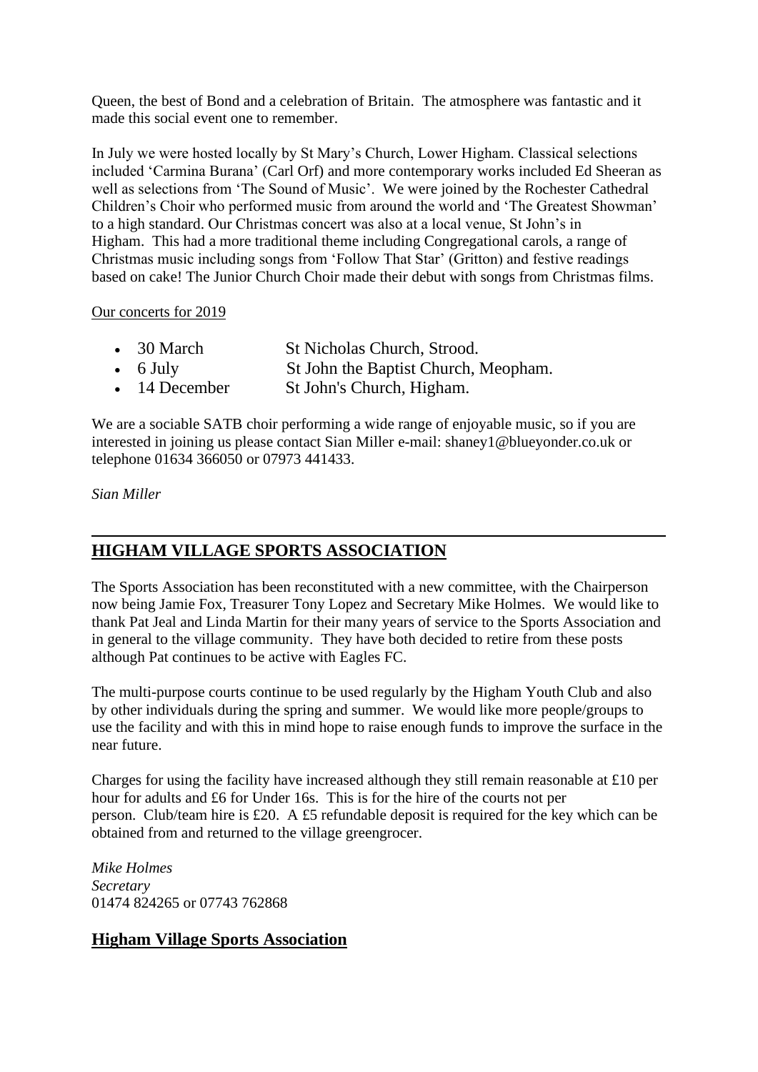Queen, the best of Bond and a celebration of Britain. The atmosphere was fantastic and it made this social event one to remember.

In July we were hosted locally by St Mary's Church, Lower Higham. Classical selections included 'Carmina Burana' (Carl Orf) and more contemporary works included Ed Sheeran as well as selections from 'The Sound of Music'. We were joined by the Rochester Cathedral Children's Choir who performed music from around the world and 'The Greatest Showman' to a high standard. Our Christmas concert was also at a local venue, St John's in Higham. This had a more traditional theme including Congregational carols, a range of Christmas music including songs from 'Follow That Star' (Gritton) and festive readings based on cake! The Junior Church Choir made their debut with songs from Christmas films.

Our concerts for 2019

- 30 March — St Nicholas Church, Strood.
- 6 July — St John the Baptist Church, Meopham.
- 14 December — St John's Church, Higham.

We are a sociable SATB choir performing a wide range of enjoyable music, so if you are interested in joining us please contact Sian Miller e-mail: shaney1@blueyonder.co.uk or telephone 01634 366050 or 07973 441433.

*Sian Miller*

---

## HIGHAM VILLAGE SPORTS ASSOCIATION

The Sports Association has been reconstituted with a new committee, with the Chairperson now being Jamie Fox, Treasurer Tony Lopez and Secretary Mike Holmes. We would like to thank Pat Jeal and Linda Martin for their many years of service to the Sports Association and in general to the village community. They have both decided to retire from these posts although Pat continues to be active with Eagles FC.

The multi-purpose courts continue to be used regularly by the Higham Youth Club and also by other individuals during the spring and summer. We would like more people/groups to use the facility and with this in mind hope to raise enough funds to improve the surface in the near future.

Charges for using the facility have increased although they still remain reasonable at £10 per hour for adults and £6 for Under 16s. This is for the hire of the courts not per person. Club/team hire is £20. A £5 refundable deposit is required for the key which can be obtained from and returned to the village greengrocer.

*Mike Holmes*
*Secretary*
01474 824265 or 07743 762868

## Higham Village Sports Association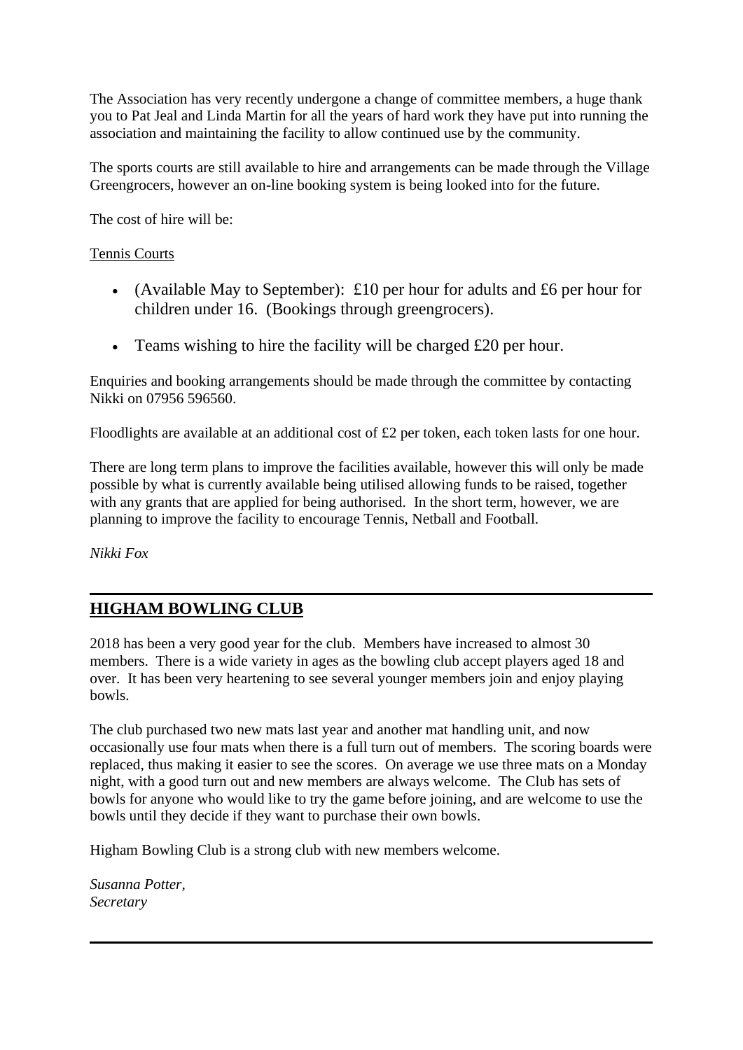The Association has very recently undergone a change of committee members, a huge thank you to Pat Jeal and Linda Martin for all the years of hard work they have put into running the association and maintaining the facility to allow continued use by the community.

The sports courts are still available to hire and arrangements can be made through the Village Greengrocers, however an on-line booking system is being looked into for the future.

The cost of hire will be:

Tennis Courts

- (Available May to September): £10 per hour for adults and £6 per hour for children under 16. (Bookings through greengrocers).
- Teams wishing to hire the facility will be charged £20 per hour.

Enquiries and booking arrangements should be made through the committee by contacting Nikki on 07956 596560.

Floodlights are available at an additional cost of £2 per token, each token lasts for one hour.

There are long term plans to improve the facilities available, however this will only be made possible by what is currently available being utilised allowing funds to be raised, together with any grants that are applied for being authorised. In the short term, however, we are planning to improve the facility to encourage Tennis, Netball and Football.

*Nikki Fox*

---

## HIGHAM BOWLING CLUB

2018 has been a very good year for the club. Members have increased to almost 30 members. There is a wide variety in ages as the bowling club accept players aged 18 and over. It has been very heartening to see several younger members join and enjoy playing bowls.

The club purchased two new mats last year and another mat handling unit, and now occasionally use four mats when there is a full turn out of members. The scoring boards were replaced, thus making it easier to see the scores. On average we use three mats on a Monday night, with a good turn out and new members are always welcome. The Club has sets of bowls for anyone who would like to try the game before joining, and are welcome to use the bowls until they decide if they want to purchase their own bowls.

Higham Bowling Club is a strong club with new members welcome.

*Susanna Potter,*
*Secretary*

---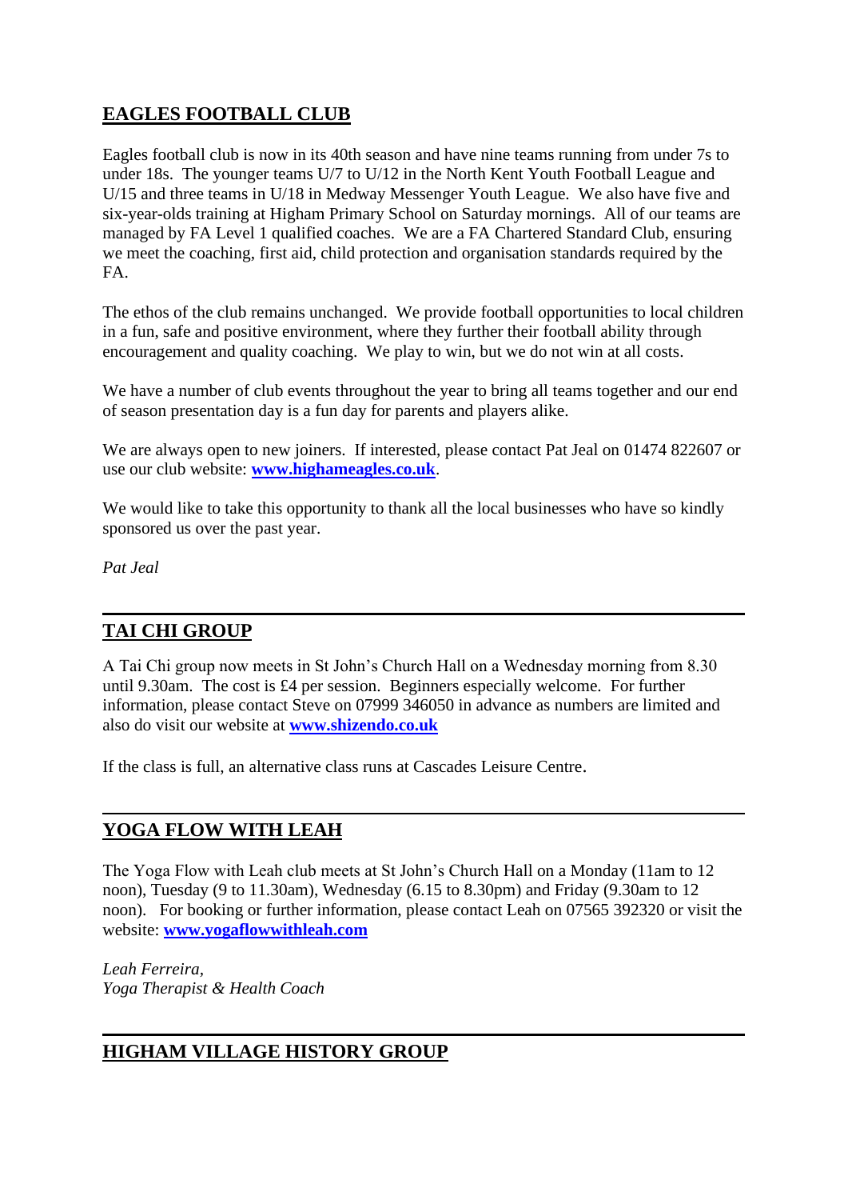## EAGLES FOOTBALL CLUB

Eagles football club is now in its 40th season and have nine teams running from under 7s to under 18s. The younger teams U/7 to U/12 in the North Kent Youth Football League and U/15 and three teams in U/18 in Medway Messenger Youth League. We also have five and six-year-olds training at Higham Primary School on Saturday mornings. All of our teams are managed by FA Level 1 qualified coaches. We are a FA Chartered Standard Club, ensuring we meet the coaching, first aid, child protection and organisation standards required by the FA.

The ethos of the club remains unchanged. We provide football opportunities to local children in a fun, safe and positive environment, where they further their football ability through encouragement and quality coaching. We play to win, but we do not win at all costs.

We have a number of club events throughout the year to bring all teams together and our end of season presentation day is a fun day for parents and players alike.

We are always open to new joiners. If interested, please contact Pat Jeal on 01474 822607 or use our club website: **www.highameagles.co.uk**.

We would like to take this opportunity to thank all the local businesses who have so kindly sponsored us over the past year.

*Pat Jeal*

---

## TAI CHI GROUP

A Tai Chi group now meets in St John's Church Hall on a Wednesday morning from 8.30 until 9.30am. The cost is £4 per session. Beginners especially welcome. For further information, please contact Steve on 07999 346050 in advance as numbers are limited and also do visit our website at **www.shizendo.co.uk**

If the class is full, an alternative class runs at Cascades Leisure Centre.

---

## YOGA FLOW WITH LEAH

The Yoga Flow with Leah club meets at St John's Church Hall on a Monday (11am to 12 noon), Tuesday (9 to 11.30am), Wednesday (6.15 to 8.30pm) and Friday (9.30am to 12 noon). For booking or further information, please contact Leah on 07565 392320 or visit the website: **www.yogaflowwithleah.com**

*Leah Ferreira,*
*Yoga Therapist & Health Coach*

---

## HIGHAM VILLAGE HISTORY GROUP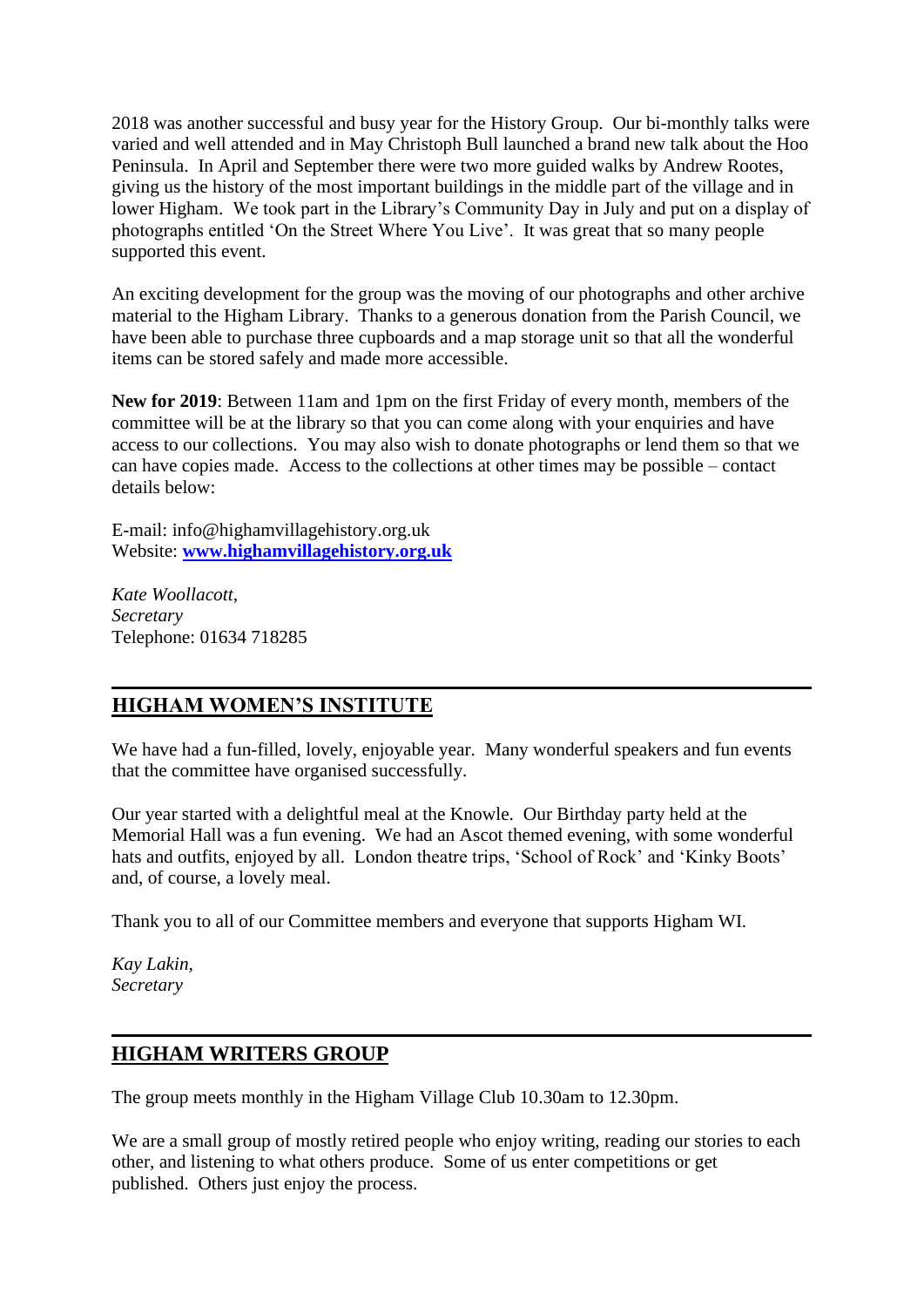2018 was another successful and busy year for the History Group. Our bi-monthly talks were varied and well attended and in May Christoph Bull launched a brand new talk about the Hoo Peninsula. In April and September there were two more guided walks by Andrew Rootes, giving us the history of the most important buildings in the middle part of the village and in lower Higham. We took part in the Library's Community Day in July and put on a display of photographs entitled 'On the Street Where You Live'. It was great that so many people supported this event.

An exciting development for the group was the moving of our photographs and other archive material to the Higham Library. Thanks to a generous donation from the Parish Council, we have been able to purchase three cupboards and a map storage unit so that all the wonderful items can be stored safely and made more accessible.

**New for 2019**: Between 11am and 1pm on the first Friday of every month, members of the committee will be at the library so that you can come along with your enquiries and have access to our collections. You may also wish to donate photographs or lend them so that we can have copies made. Access to the collections at other times may be possible – contact details below:

E-mail: info@highamvillagehistory.org.uk
Website: **www.highamvillagehistory.org.uk**

*Kate Woollacott,*
*Secretary*
Telephone: 01634 718285

---

## HIGHAM WOMEN'S INSTITUTE

We have had a fun-filled, lovely, enjoyable year. Many wonderful speakers and fun events that the committee have organised successfully.

Our year started with a delightful meal at the Knowle. Our Birthday party held at the Memorial Hall was a fun evening. We had an Ascot themed evening, with some wonderful hats and outfits, enjoyed by all. London theatre trips, 'School of Rock' and 'Kinky Boots' and, of course, a lovely meal.

Thank you to all of our Committee members and everyone that supports Higham WI.

*Kay Lakin,*
*Secretary*

---

## HIGHAM WRITERS GROUP

The group meets monthly in the Higham Village Club 10.30am to 12.30pm.

We are a small group of mostly retired people who enjoy writing, reading our stories to each other, and listening to what others produce. Some of us enter competitions or get published. Others just enjoy the process.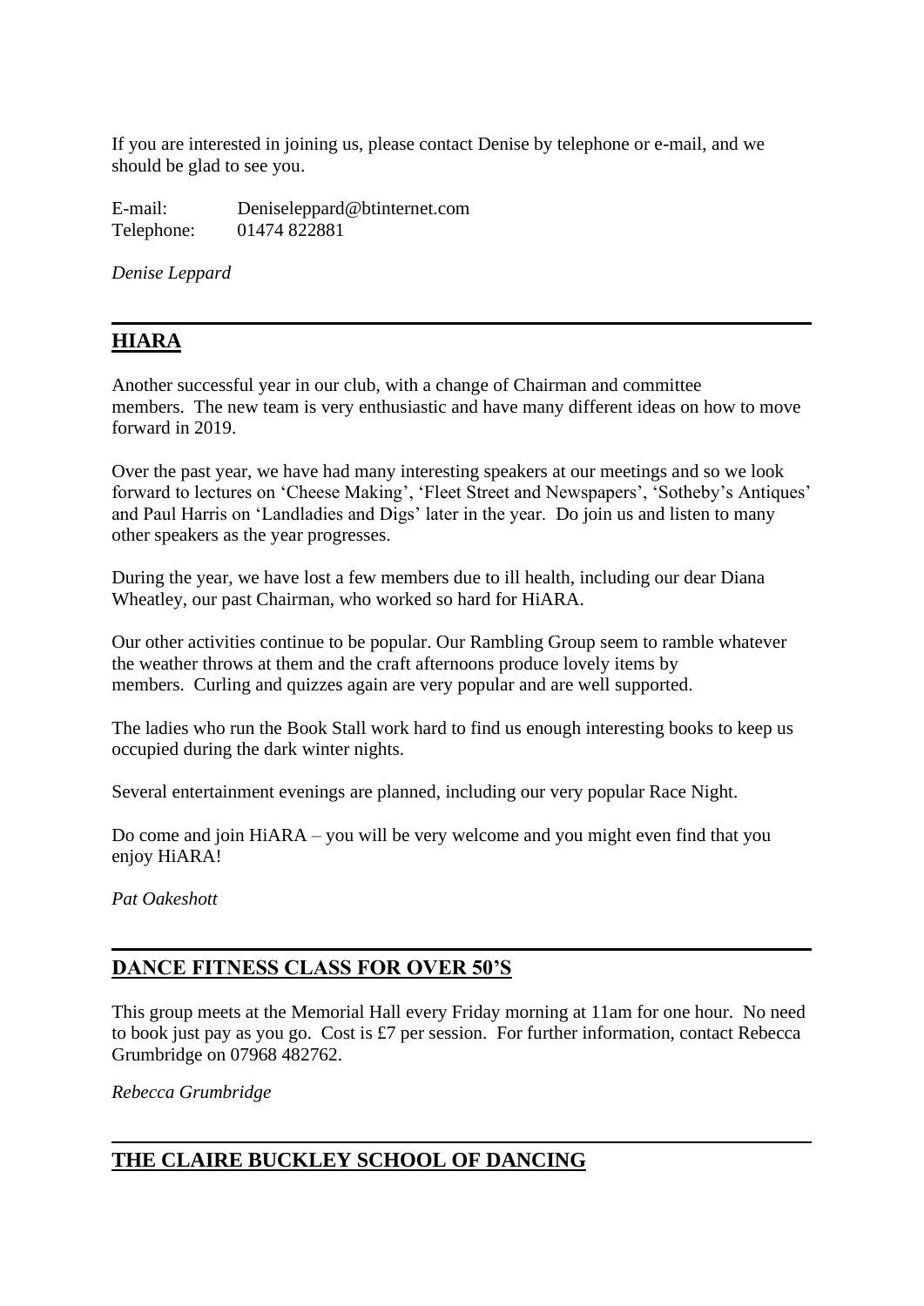If you are interested in joining us, please contact Denise by telephone or e-mail, and we should be glad to see you.

E-mail: Deniseleppard@btinternet.com
Telephone: 01474 822881

*Denise Leppard*

---

## HIARA

Another successful year in our club, with a change of Chairman and committee members. The new team is very enthusiastic and have many different ideas on how to move forward in 2019.

Over the past year, we have had many interesting speakers at our meetings and so we look forward to lectures on 'Cheese Making', 'Fleet Street and Newspapers', 'Sotheby's Antiques' and Paul Harris on 'Landladies and Digs' later in the year. Do join us and listen to many other speakers as the year progresses.

During the year, we have lost a few members due to ill health, including our dear Diana Wheatley, our past Chairman, who worked so hard for HiARA.

Our other activities continue to be popular. Our Rambling Group seem to ramble whatever the weather throws at them and the craft afternoons produce lovely items by members. Curling and quizzes again are very popular and are well supported.

The ladies who run the Book Stall work hard to find us enough interesting books to keep us occupied during the dark winter nights.

Several entertainment evenings are planned, including our very popular Race Night.

Do come and join HiARA – you will be very welcome and you might even find that you enjoy HiARA!

*Pat Oakeshott*

---

## DANCE FITNESS CLASS FOR OVER 50'S

This group meets at the Memorial Hall every Friday morning at 11am for one hour. No need to book just pay as you go. Cost is £7 per session. For further information, contact Rebecca Grumbridge on 07968 482762.

*Rebecca Grumbridge*

---

## THE CLAIRE BUCKLEY SCHOOL OF DANCING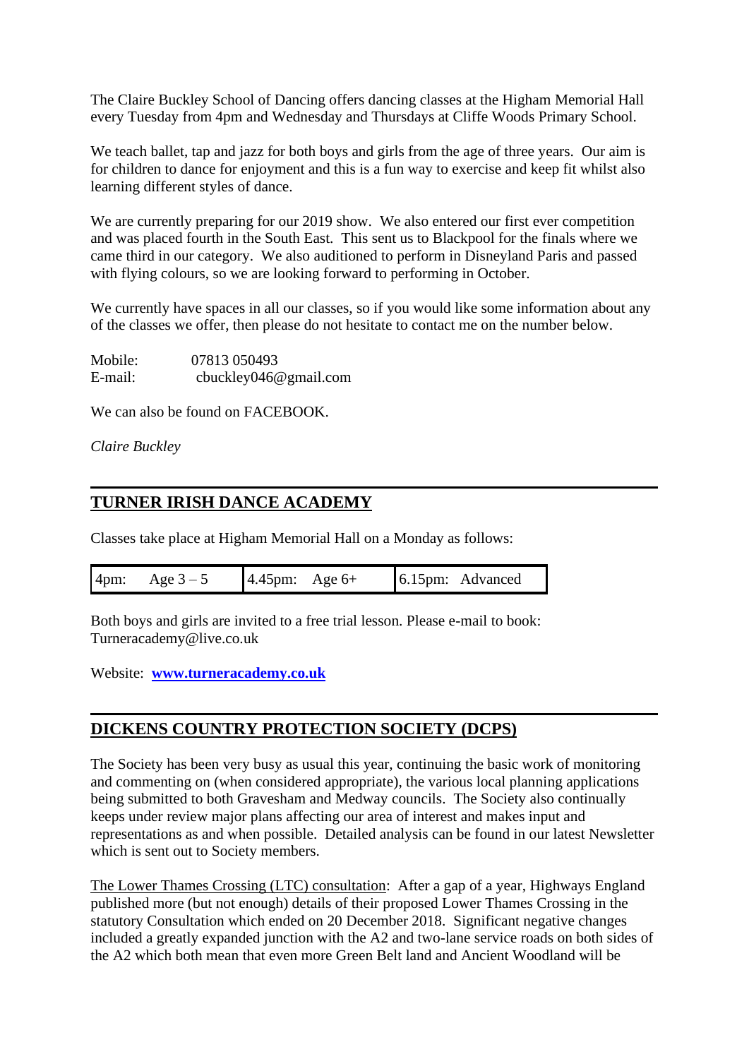The Claire Buckley School of Dancing offers dancing classes at the Higham Memorial Hall every Tuesday from 4pm and Wednesday and Thursdays at Cliffe Woods Primary School.

We teach ballet, tap and jazz for both boys and girls from the age of three years. Our aim is for children to dance for enjoyment and this is a fun way to exercise and keep fit whilst also learning different styles of dance.

We are currently preparing for our 2019 show. We also entered our first ever competition and was placed fourth in the South East. This sent us to Blackpool for the finals where we came third in our category. We also auditioned to perform in Disneyland Paris and passed with flying colours, so we are looking forward to performing in October.

We currently have spaces in all our classes, so if you would like some information about any of the classes we offer, then please do not hesitate to contact me on the number below.

Mobile: 07813 050493
E-mail: cbuckley046@gmail.com

We can also be found on FACEBOOK.

*Claire Buckley*

---

## TURNER IRISH DANCE ACADEMY

Classes take place at Higham Memorial Hall on a Monday as follows:

| 4pm: Age 3 – 5 | 4.45pm: Age 6+ | 6.15pm: Advanced |
|---|---|---|

Both boys and girls are invited to a free trial lesson. Please e-mail to book: Turneracademy@live.co.uk

Website: **www.turneracademy.co.uk**

---

## DICKENS COUNTRY PROTECTION SOCIETY (DCPS)

The Society has been very busy as usual this year, continuing the basic work of monitoring and commenting on (when considered appropriate), the various local planning applications being submitted to both Gravesham and Medway councils. The Society also continually keeps under review major plans affecting our area of interest and makes input and representations as and when possible. Detailed analysis can be found in our latest Newsletter which is sent out to Society members.

The Lower Thames Crossing (LTC) consultation: After a gap of a year, Highways England published more (but not enough) details of their proposed Lower Thames Crossing in the statutory Consultation which ended on 20 December 2018. Significant negative changes included a greatly expanded junction with the A2 and two-lane service roads on both sides of the A2 which both mean that even more Green Belt land and Ancient Woodland will be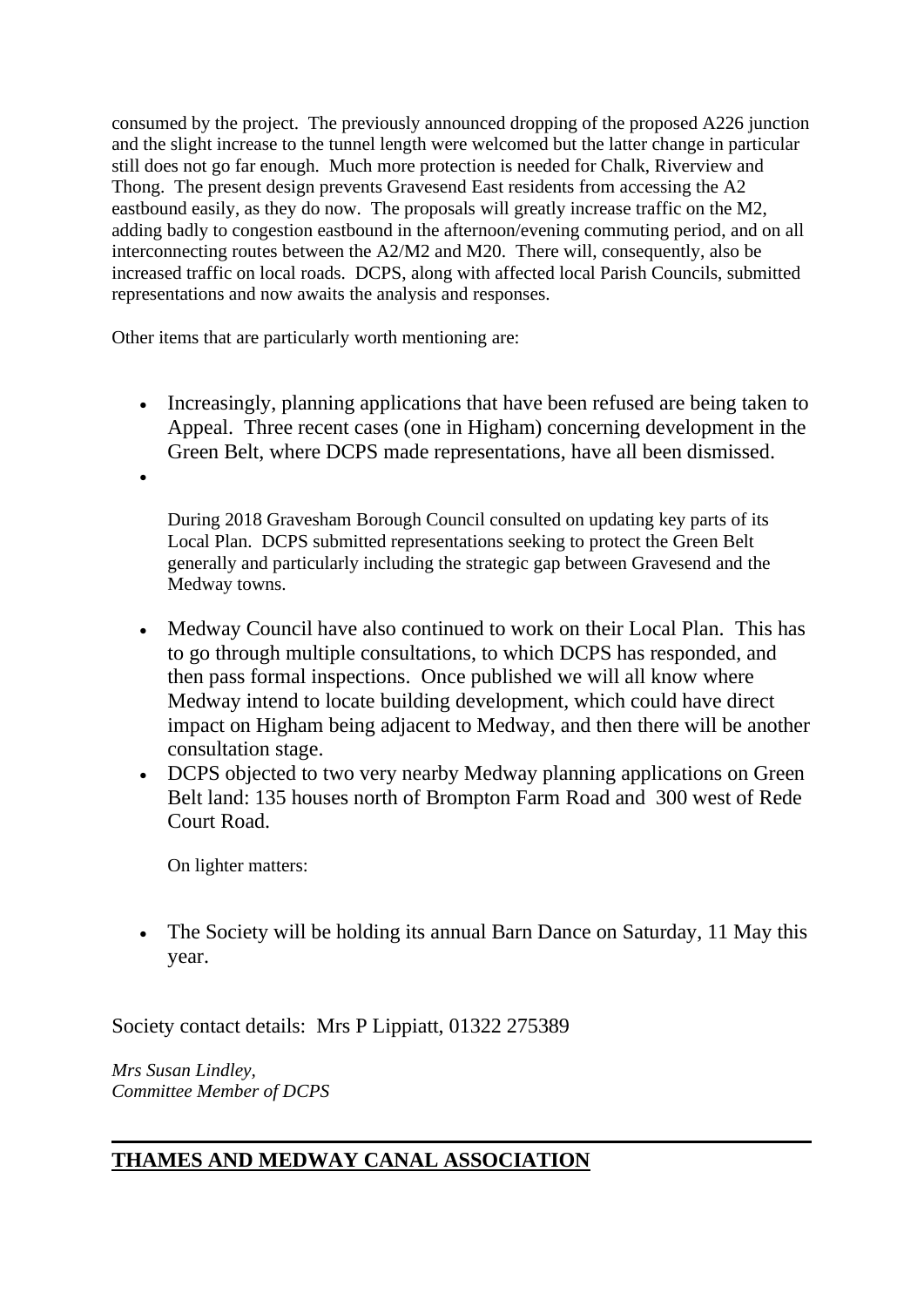consumed by the project. The previously announced dropping of the proposed A226 junction and the slight increase to the tunnel length were welcomed but the latter change in particular still does not go far enough. Much more protection is needed for Chalk, Riverview and Thong. The present design prevents Gravesend East residents from accessing the A2 eastbound easily, as they do now. The proposals will greatly increase traffic on the M2, adding badly to congestion eastbound in the afternoon/evening commuting period, and on all interconnecting routes between the A2/M2 and M20. There will, consequently, also be increased traffic on local roads. DCPS, along with affected local Parish Councils, submitted representations and now awaits the analysis and responses.

Other items that are particularly worth mentioning are:

- Increasingly, planning applications that have been refused are being taken to Appeal. Three recent cases (one in Higham) concerning development in the Green Belt, where DCPS made representations, have all been dismissed.
- During 2018 Gravesham Borough Council consulted on updating key parts of its Local Plan. DCPS submitted representations seeking to protect the Green Belt generally and particularly including the strategic gap between Gravesend and the Medway towns.
- Medway Council have also continued to work on their Local Plan. This has to go through multiple consultations, to which DCPS has responded, and then pass formal inspections. Once published we will all know where Medway intend to locate building development, which could have direct impact on Higham being adjacent to Medway, and then there will be another consultation stage.
- DCPS objected to two very nearby Medway planning applications on Green Belt land: 135 houses north of Brompton Farm Road and 300 west of Rede Court Road.

On lighter matters:

- The Society will be holding its annual Barn Dance on Saturday, 11 May this year.

Society contact details: Mrs P Lippiatt, 01322 275389

*Mrs Susan Lindley,*
*Committee Member of DCPS*

---

## THAMES AND MEDWAY CANAL ASSOCIATION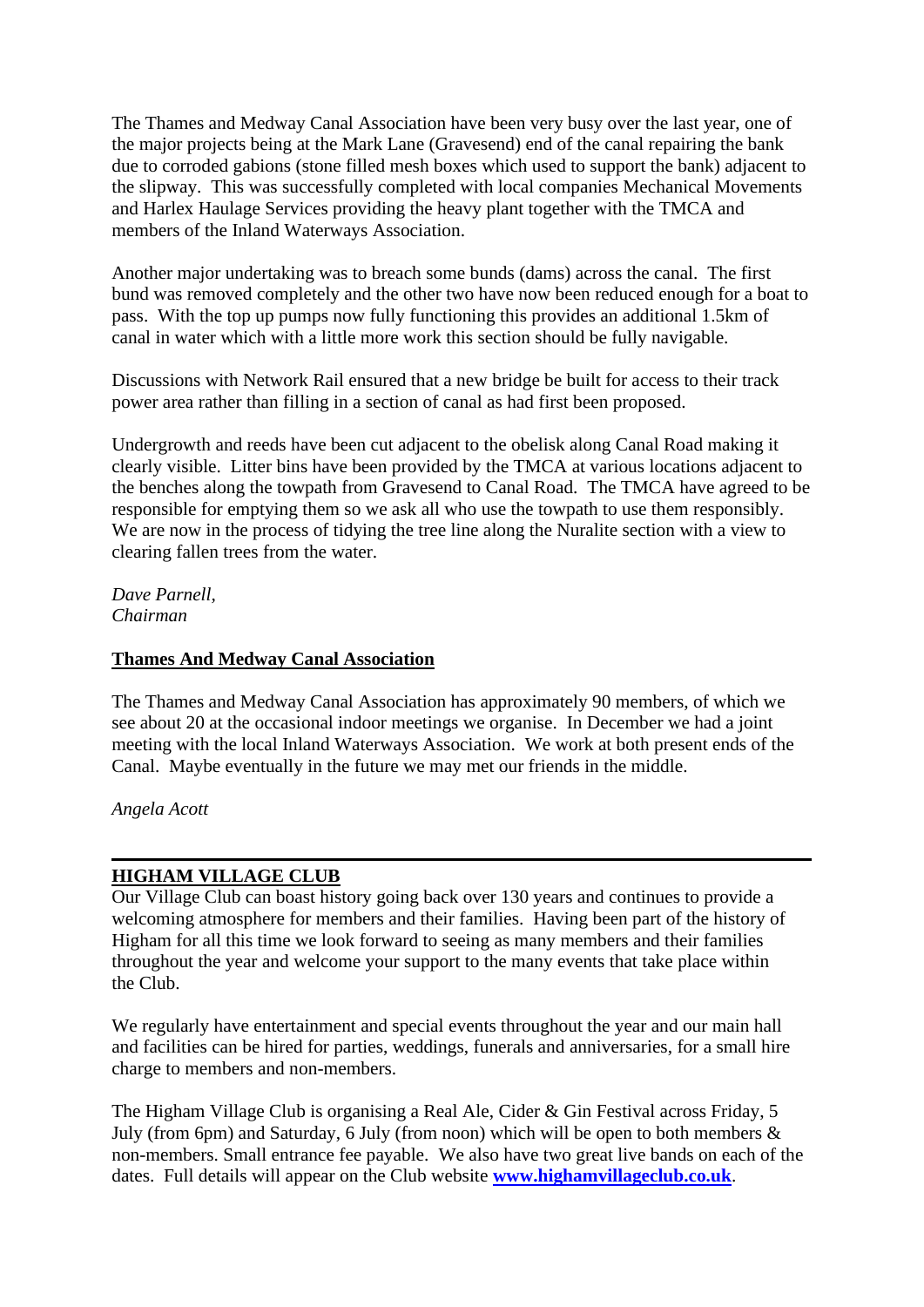The Thames and Medway Canal Association have been very busy over the last year, one of the major projects being at the Mark Lane (Gravesend) end of the canal repairing the bank due to corroded gabions (stone filled mesh boxes which used to support the bank) adjacent to the slipway. This was successfully completed with local companies Mechanical Movements and Harlex Haulage Services providing the heavy plant together with the TMCA and members of the Inland Waterways Association.

Another major undertaking was to breach some bunds (dams) across the canal. The first bund was removed completely and the other two have now been reduced enough for a boat to pass. With the top up pumps now fully functioning this provides an additional 1.5km of canal in water which with a little more work this section should be fully navigable.

Discussions with Network Rail ensured that a new bridge be built for access to their track power area rather than filling in a section of canal as had first been proposed.

Undergrowth and reeds have been cut adjacent to the obelisk along Canal Road making it clearly visible. Litter bins have been provided by the TMCA at various locations adjacent to the benches along the towpath from Gravesend to Canal Road. The TMCA have agreed to be responsible for emptying them so we ask all who use the towpath to use them responsibly. We are now in the process of tidying the tree line along the Nuralite section with a view to clearing fallen trees from the water.

*Dave Parnell,*
*Chairman*

## Thames And Medway Canal Association

The Thames and Medway Canal Association has approximately 90 members, of which we see about 20 at the occasional indoor meetings we organise. In December we had a joint meeting with the local Inland Waterways Association. We work at both present ends of the Canal. Maybe eventually in the future we may met our friends in the middle.

*Angela Acott*

---

## HIGHAM VILLAGE CLUB

Our Village Club can boast history going back over 130 years and continues to provide a welcoming atmosphere for members and their families. Having been part of the history of Higham for all this time we look forward to seeing as many members and their families throughout the year and welcome your support to the many events that take place within the Club.

We regularly have entertainment and special events throughout the year and our main hall and facilities can be hired for parties, weddings, funerals and anniversaries, for a small hire charge to members and non-members.

The Higham Village Club is organising a Real Ale, Cider & Gin Festival across Friday, 5 July (from 6pm) and Saturday, 6 July (from noon) which will be open to both members & non-members. Small entrance fee payable. We also have two great live bands on each of the dates. Full details will appear on the Club website **www.highamvillageclub.co.uk**.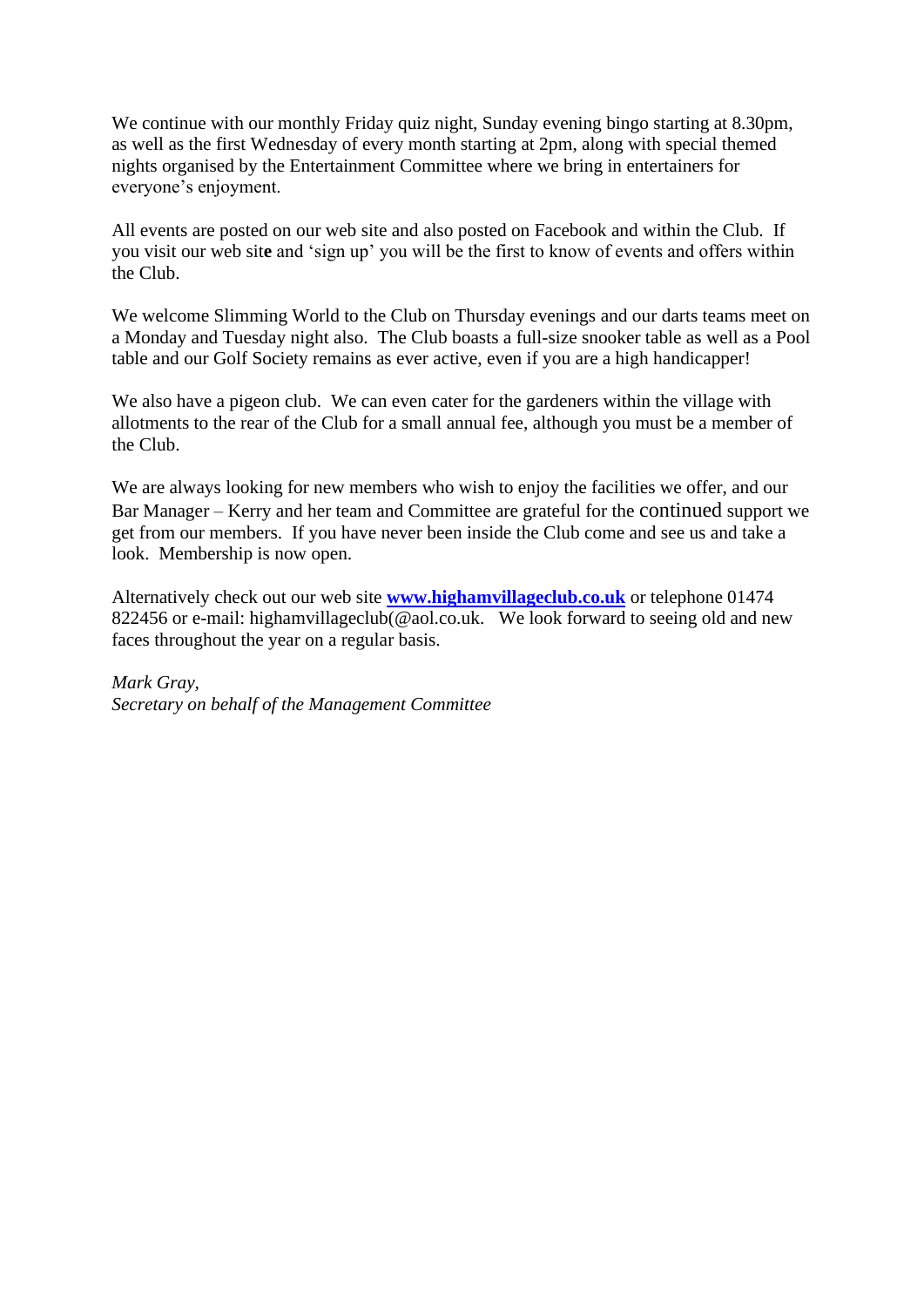We continue with our monthly Friday quiz night, Sunday evening bingo starting at 8.30pm, as well as the first Wednesday of every month starting at 2pm, along with special themed nights organised by the Entertainment Committee where we bring in entertainers for everyone's enjoyment.

All events are posted on our web site and also posted on Facebook and within the Club. If you visit our web site and 'sign up' you will be the first to know of events and offers within the Club.

We welcome Slimming World to the Club on Thursday evenings and our darts teams meet on a Monday and Tuesday night also. The Club boasts a full-size snooker table as well as a Pool table and our Golf Society remains as ever active, even if you are a high handicapper!

We also have a pigeon club. We can even cater for the gardeners within the village with allotments to the rear of the Club for a small annual fee, although you must be a member of the Club.

We are always looking for new members who wish to enjoy the facilities we offer, and our Bar Manager – Kerry and her team and Committee are grateful for the continued support we get from our members. If you have never been inside the Club come and see us and take a look. Membership is now open.

Alternatively check out our web site **www.highamvillageclub.co.uk** or telephone 01474 822456 or e-mail: highamvillageclub(@aol.co.uk. We look forward to seeing old and new faces throughout the year on a regular basis.

*Mark Gray,*
*Secretary on behalf of the Management Committee*